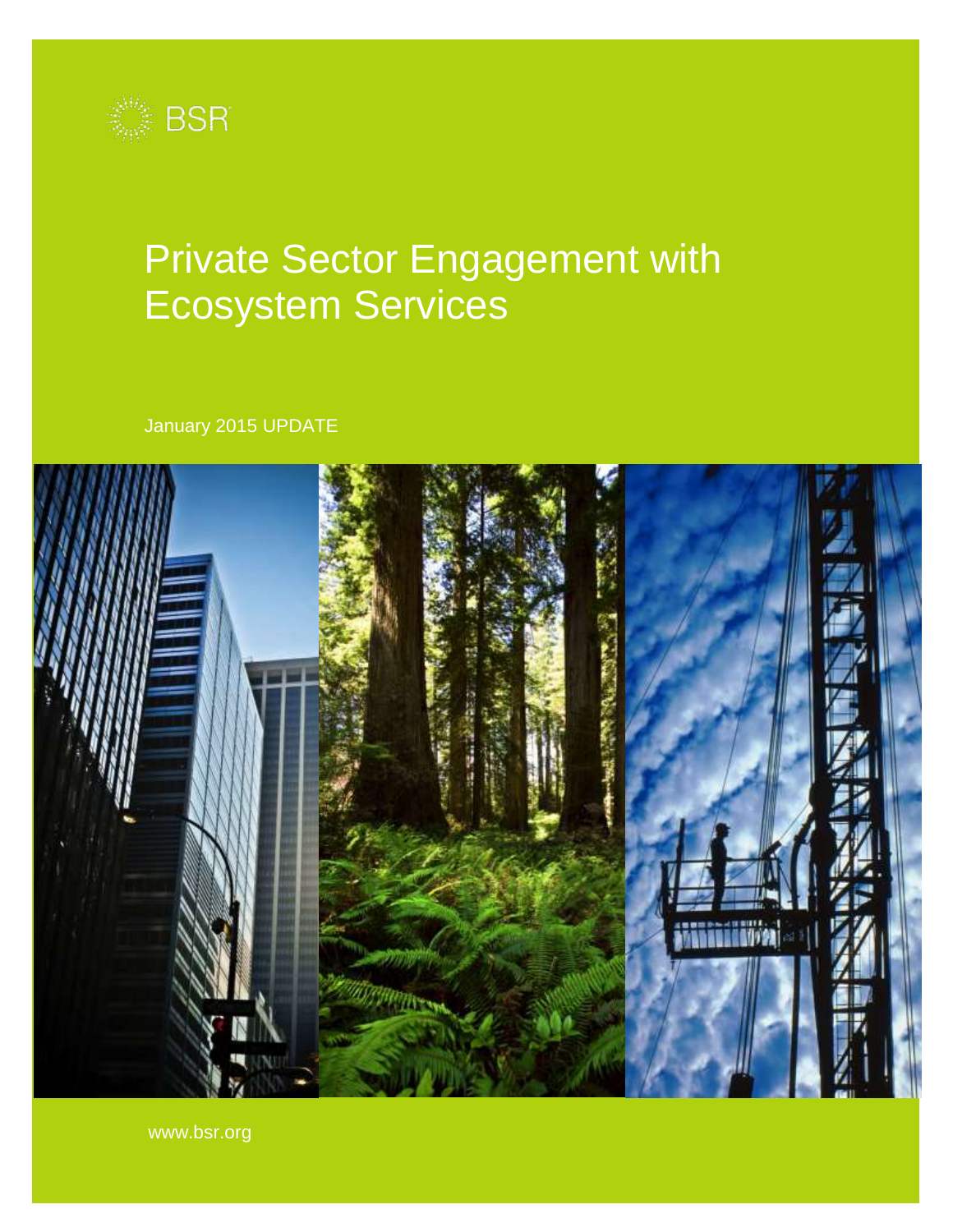BSR

# Private Sector Engagement with Ecosystem Services

January 2015 UPDATE

www.bsr.org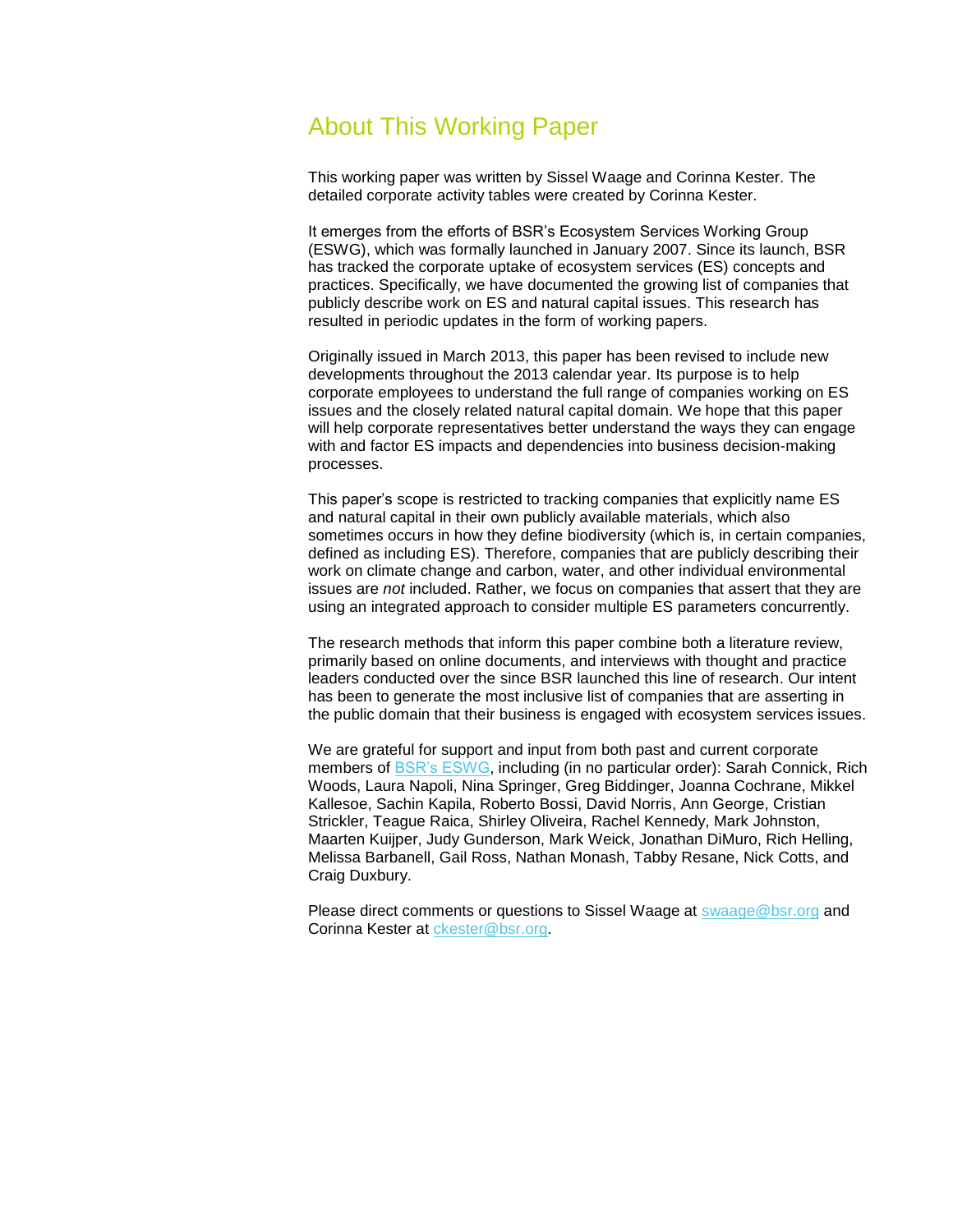## About This Working Paper

This working paper was written by Sissel Waage and Corinna Kester. The detailed corporate activity tables were created by Corinna Kester.

It emerges from the efforts of BSR's Ecosystem Services Working Group (ESWG), which was formally launched in January 2007. Since its launch, BSR has tracked the corporate uptake of ecosystem services (ES) concepts and practices. Specifically, we have documented the growing list of companies that publicly describe work on ES and natural capital issues. This research has resulted in periodic updates in the form of working papers.

Originally issued in March 2013, this paper has been revised to include new developments throughout the 2013 calendar year. Its purpose is to help corporate employees to understand the full range of companies working on ES issues and the closely related natural capital domain. We hope that this paper will help corporate representatives better understand the ways they can engage with and factor ES impacts and dependencies into business decision-making processes.

This paper's scope is restricted to tracking companies that explicitly name ES and natural capital in their own publicly available materials, which also sometimes occurs in how they define biodiversity (which is, in certain companies, defined as including ES). Therefore, companies that are publicly describing their work on climate change and carbon, water, and other individual environmental issues are *not* included. Rather, we focus on companies that assert that they are using an integrated approach to consider multiple ES parameters concurrently.

The research methods that inform this paper combine both a literature review, primarily based on online documents, and interviews with thought and practice leaders conducted over the since BSR launched this line of research. Our intent has been to generate the most inclusive list of companies that are asserting in the public domain that their business is engaged with ecosystem services issues.

We are grateful for support and input from both past and current corporate members of [BSR's ESWG](), including (in no particular order): Sarah Connick, Rich Woods, Laura Napoli, Nina Springer, Greg Biddinger, Joanna Cochrane, Mikkel Kallesoe, Sachin Kapila, Roberto Bossi, David Norris, Ann George, Cristian Strickler, Teague Raica, Shirley Oliveira, Rachel Kennedy, Mark Johnston, Maarten Kuijper, Judy Gunderson, Mark Weick, Jonathan DiMuro, Rich Helling, Melissa Barbanell, Gail Ross, Nathan Monash, Tabby Resane, Nick Cotts, and Craig Duxbury.

Please direct comments or questions to Sissel Waage at swaage@bsr.org and Corinna Kester at ckester@bsr.org.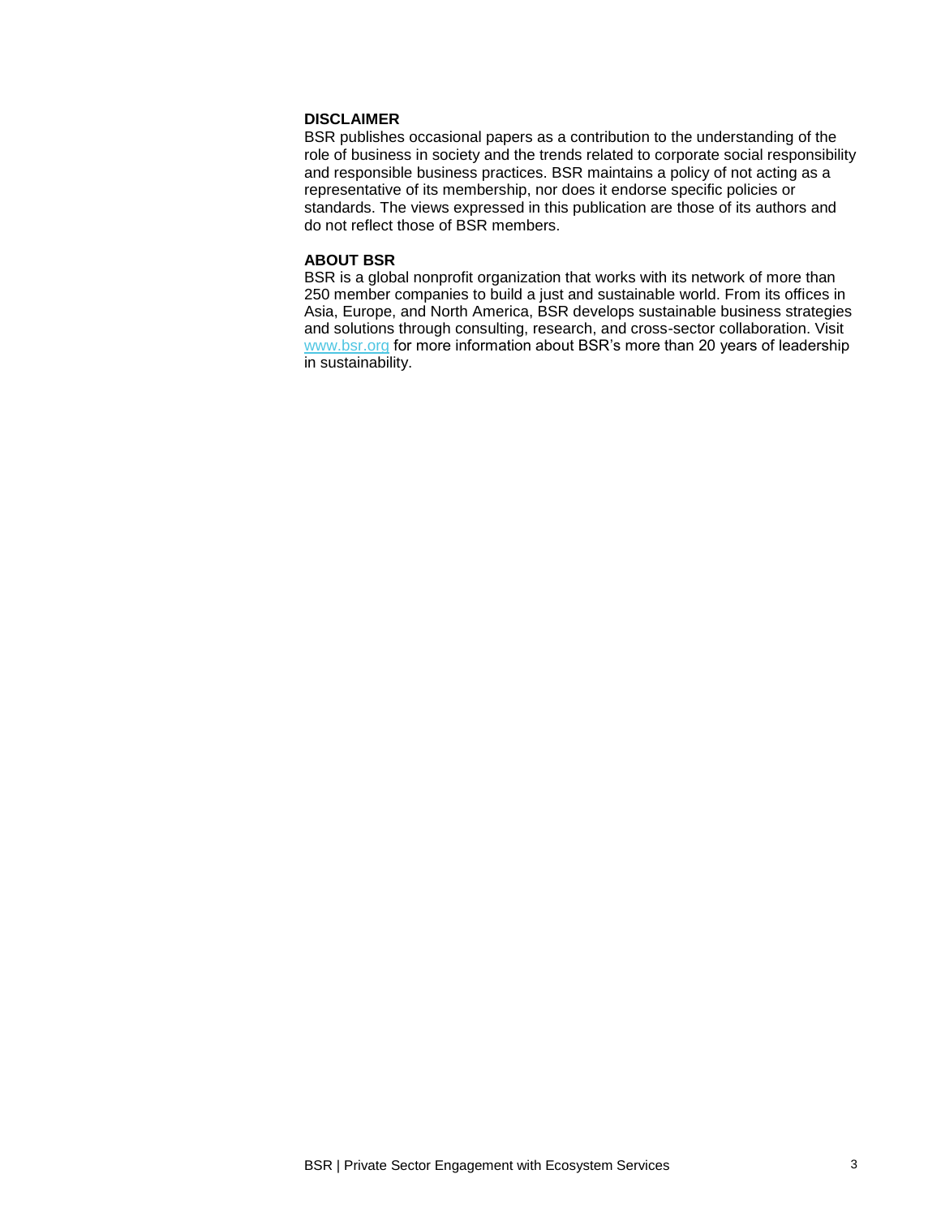**DISCLAIMER**

BSR publishes occasional papers as a contribution to the understanding of the role of business in society and the trends related to corporate social responsibility and responsible business practices. BSR maintains a policy of not acting as a representative of its membership, nor does it endorse specific policies or standards. The views expressed in this publication are those of its authors and do not reflect those of BSR members.

**ABOUT BSR**

BSR is a global nonprofit organization that works with its network of more than 250 member companies to build a just and sustainable world. From its offices in Asia, Europe, and North America, BSR develops sustainable business strategies and solutions through consulting, research, and cross-sector collaboration. Visit www.bsr.org for more information about BSR's more than 20 years of leadership in sustainability.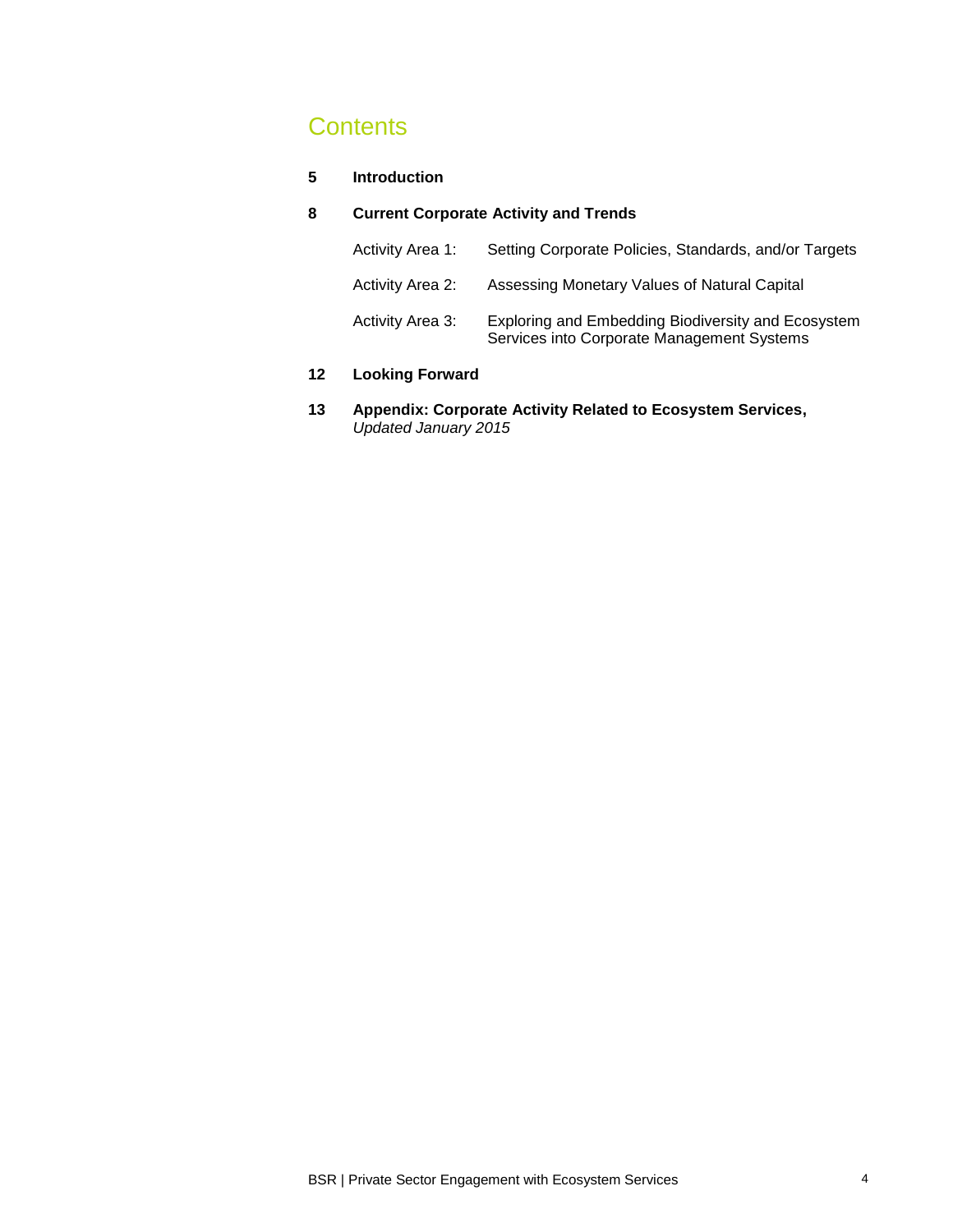# Contents

**5 Introduction**

**8 Current Corporate Activity and Trends**

Activity Area 1: Setting Corporate Policies, Standards, and/or Targets

Activity Area 2: Assessing Monetary Values of Natural Capital

Activity Area 3: Exploring and Embedding Biodiversity and Ecosystem Services into Corporate Management Systems

**12 Looking Forward**

**13 Appendix: Corporate Activity Related to Ecosystem Services,** *Updated January 2015*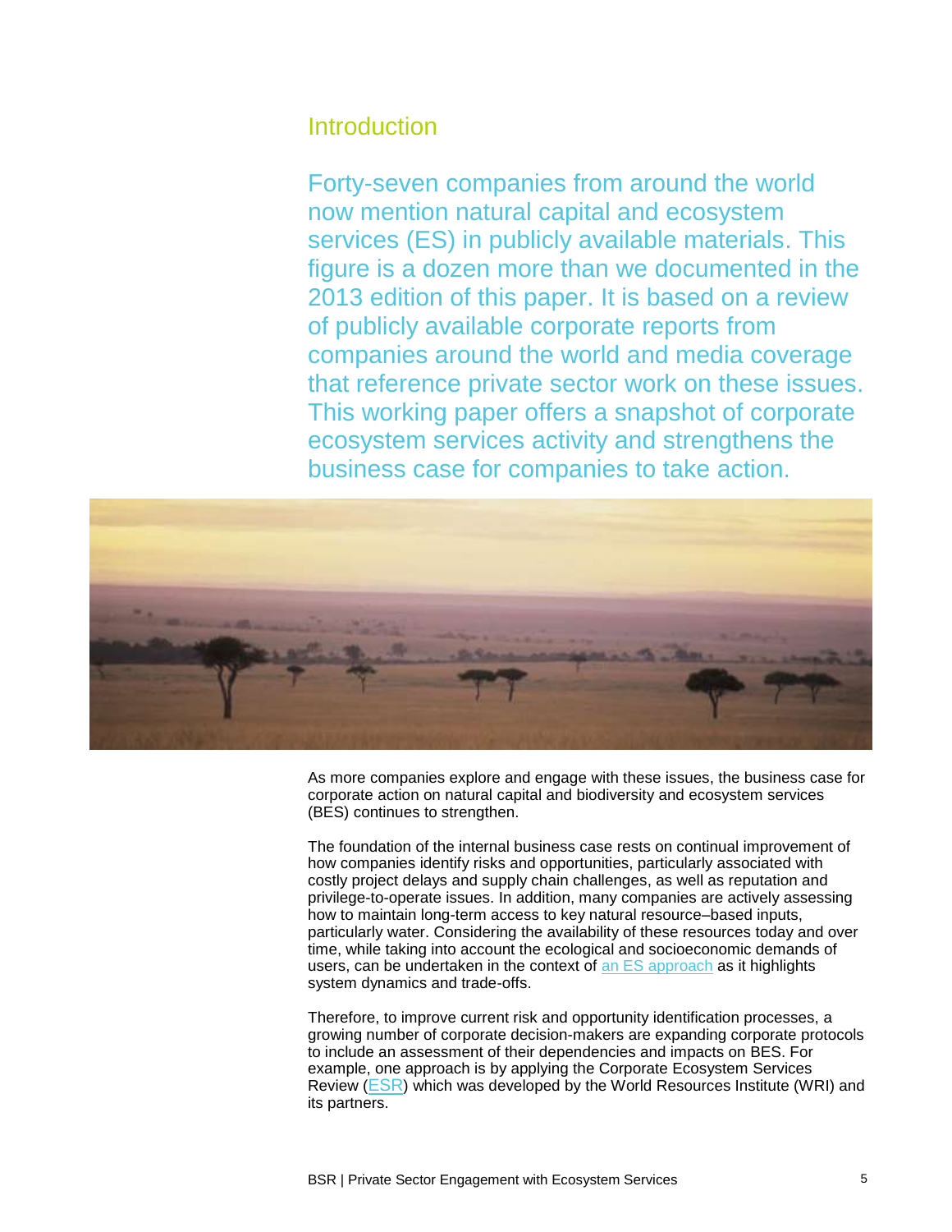## Introduction

Forty-seven companies from around the world now mention natural capital and ecosystem services (ES) in publicly available materials. This figure is a dozen more than we documented in the 2013 edition of this paper. It is based on a review of publicly available corporate reports from companies around the world and media coverage that reference private sector work on these issues. This working paper offers a snapshot of corporate ecosystem services activity and strengthens the business case for companies to take action.

As more companies explore and engage with these issues, the business case for corporate action on natural capital and biodiversity and ecosystem services (BES) continues to strengthen.

The foundation of the internal business case rests on continual improvement of how companies identify risks and opportunities, particularly associated with costly project delays and supply chain challenges, as well as reputation and privilege-to-operate issues. In addition, many companies are actively assessing how to maintain long-term access to key natural resource–based inputs, particularly water. Considering the availability of these resources today and over time, while taking into account the ecological and socioeconomic demands of users, can be undertaken in the context of an ES approach as it highlights system dynamics and trade-offs.

Therefore, to improve current risk and opportunity identification processes, a growing number of corporate decision-makers are expanding corporate protocols to include an assessment of their dependencies and impacts on BES. For example, one approach is by applying the Corporate Ecosystem Services Review (ESR) which was developed by the World Resources Institute (WRI) and its partners.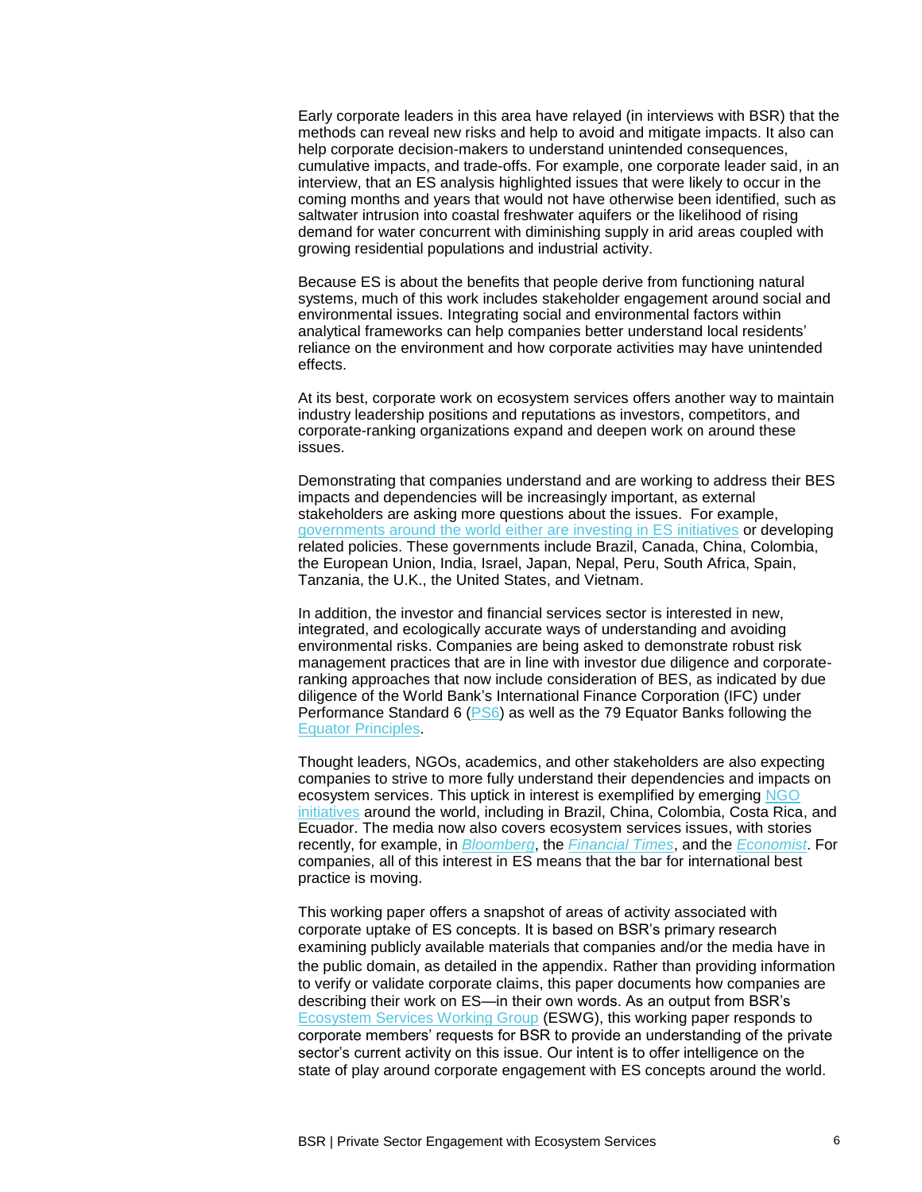Early corporate leaders in this area have relayed (in interviews with BSR) that the methods can reveal new risks and help to avoid and mitigate impacts. It also can help corporate decision-makers to understand unintended consequences, cumulative impacts, and trade-offs. For example, one corporate leader said, in an interview, that an ES analysis highlighted issues that were likely to occur in the coming months and years that would not have otherwise been identified, such as saltwater intrusion into coastal freshwater aquifers or the likelihood of rising demand for water concurrent with diminishing supply in arid areas coupled with growing residential populations and industrial activity.

Because ES is about the benefits that people derive from functioning natural systems, much of this work includes stakeholder engagement around social and environmental issues. Integrating social and environmental factors within analytical frameworks can help companies better understand local residents' reliance on the environment and how corporate activities may have unintended effects.

At its best, corporate work on ecosystem services offers another way to maintain industry leadership positions and reputations as investors, competitors, and corporate-ranking organizations expand and deepen work on around these issues.

Demonstrating that companies understand and are working to address their BES impacts and dependencies will be increasingly important, as external stakeholders are asking more questions about the issues. For example, governments around the world either are investing in ES initiatives or developing related policies. These governments include Brazil, Canada, China, Colombia, the European Union, India, Israel, Japan, Nepal, Peru, South Africa, Spain, Tanzania, the U.K., the United States, and Vietnam.

In addition, the investor and financial services sector is interested in new, integrated, and ecologically accurate ways of understanding and avoiding environmental risks. Companies are being asked to demonstrate robust risk management practices that are in line with investor due diligence and corporate-ranking approaches that now include consideration of BES, as indicated by due diligence of the World Bank's International Finance Corporation (IFC) under Performance Standard 6 (PS6) as well as the 79 Equator Banks following the Equator Principles.

Thought leaders, NGOs, academics, and other stakeholders are also expecting companies to strive to more fully understand their dependencies and impacts on ecosystem services. This uptick in interest is exemplified by emerging NGO initiatives around the world, including in Brazil, China, Colombia, Costa Rica, and Ecuador. The media now also covers ecosystem services issues, with stories recently, for example, in *Bloomberg*, the *Financial Times*, and the *Economist*. For companies, all of this interest in ES means that the bar for international best practice is moving.

This working paper offers a snapshot of areas of activity associated with corporate uptake of ES concepts. It is based on BSR's primary research examining publicly available materials that companies and/or the media have in the public domain, as detailed in the appendix. Rather than providing information to verify or validate corporate claims, this paper documents how companies are describing their work on ES—in their own words. As an output from BSR's Ecosystem Services Working Group (ESWG), this working paper responds to corporate members' requests for BSR to provide an understanding of the private sector's current activity on this issue. Our intent is to offer intelligence on the state of play around corporate engagement with ES concepts around the world.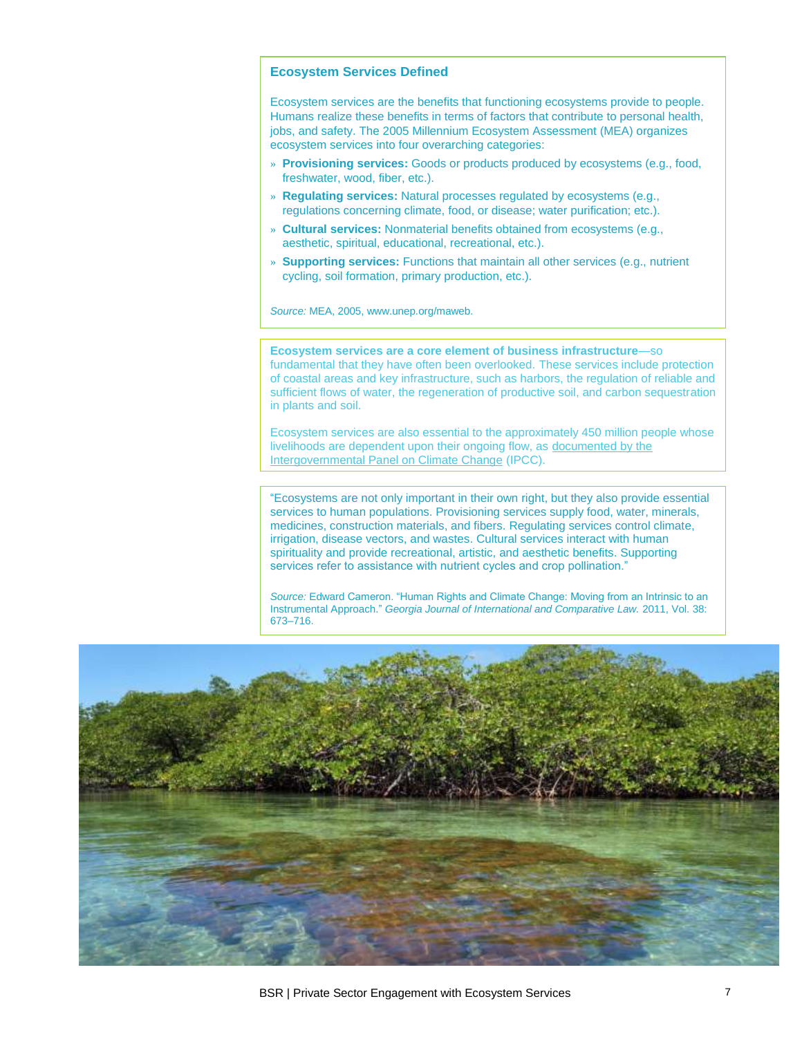## Ecosystem Services Defined

Ecosystem services are the benefits that functioning ecosystems provide to people. Humans realize these benefits in terms of factors that contribute to personal health, jobs, and safety. The 2005 Millennium Ecosystem Assessment (MEA) organizes ecosystem services into four overarching categories:

- **Provisioning services:** Goods or products produced by ecosystems (e.g., food, freshwater, wood, fiber, etc.).
- **Regulating services:** Natural processes regulated by ecosystems (e.g., regulations concerning climate, food, or disease; water purification; etc.).
- **Cultural services:** Nonmaterial benefits obtained from ecosystems (e.g., aesthetic, spiritual, educational, recreational, etc.).
- **Supporting services:** Functions that maintain all other services (e.g., nutrient cycling, soil formation, primary production, etc.).

*Source:* MEA, 2005, www.unep.org/maweb.

**Ecosystem services are a core element of business infrastructure**—so fundamental that they have often been overlooked. These services include protection of coastal areas and key infrastructure, such as harbors, the regulation of reliable and sufficient flows of water, the regeneration of productive soil, and carbon sequestration in plants and soil.

Ecosystem services are also essential to the approximately 450 million people whose livelihoods are dependent upon their ongoing flow, as documented by the Intergovernmental Panel on Climate Change (IPCC).

"Ecosystems are not only important in their own right, but they also provide essential services to human populations. Provisioning services supply food, water, minerals, medicines, construction materials, and fibers. Regulating services control climate, irrigation, disease vectors, and wastes. Cultural services interact with human spirituality and provide recreational, artistic, and aesthetic benefits. Supporting services refer to assistance with nutrient cycles and crop pollination."

*Source:* Edward Cameron. "Human Rights and Climate Change: Moving from an Intrinsic to an Instrumental Approach." *Georgia Journal of International and Comparative Law.* 2011, Vol. 38: 673–716.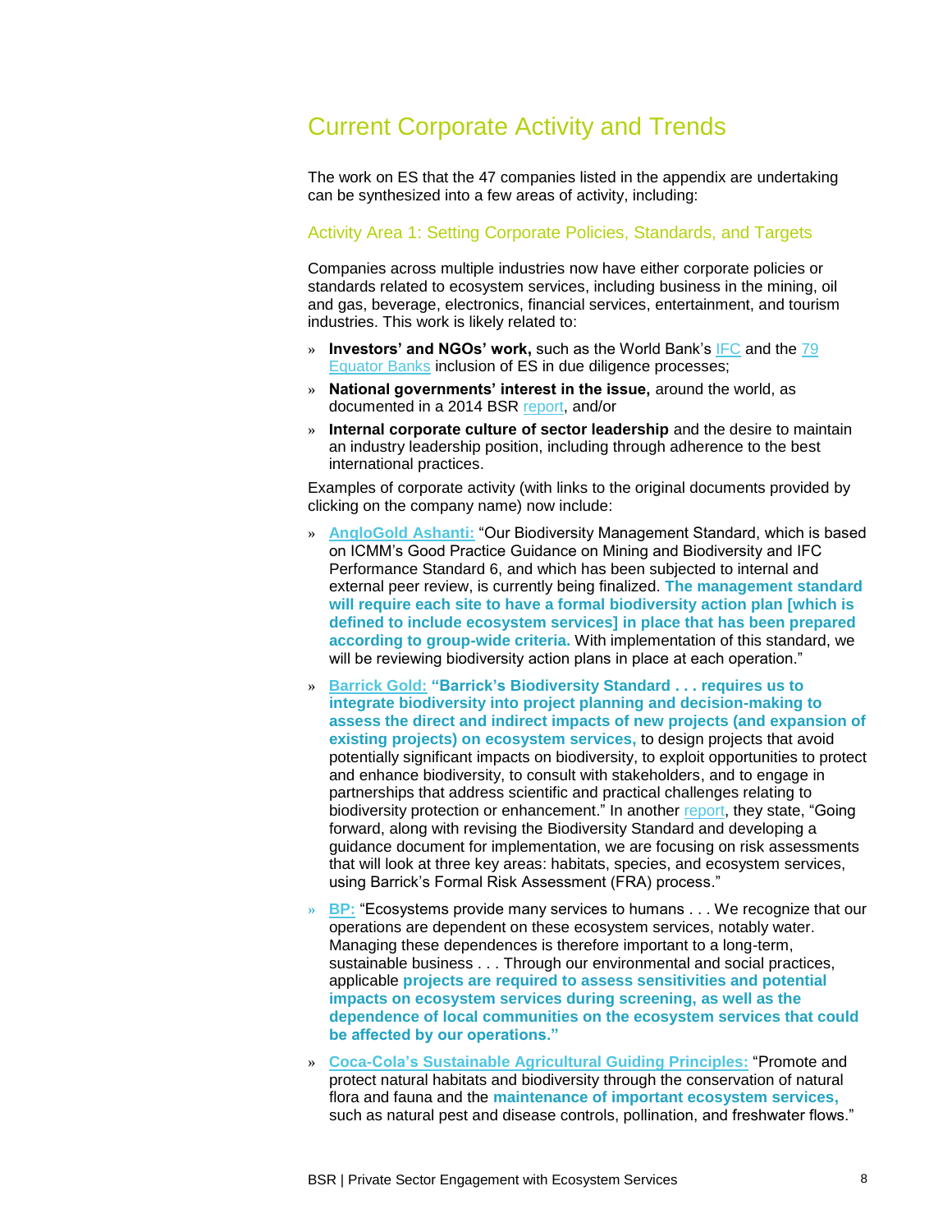## Current Corporate Activity and Trends

The work on ES that the 47 companies listed in the appendix are undertaking can be synthesized into a few areas of activity, including:

### Activity Area 1: Setting Corporate Policies, Standards, and Targets

Companies across multiple industries now have either corporate policies or standards related to ecosystem services, including business in the mining, oil and gas, beverage, electronics, financial services, entertainment, and tourism industries. This work is likely related to:

- **Investors' and NGOs' work,** such as the World Bank's IFC and the 79 Equator Banks inclusion of ES in due diligence processes;
- **National governments' interest in the issue,** around the world, as documented in a 2014 BSR report, and/or
- **Internal corporate culture of sector leadership** and the desire to maintain an industry leadership position, including through adherence to the best international practices.

Examples of corporate activity (with links to the original documents provided by clicking on the company name) now include:

- **AngloGold Ashanti:** "Our Biodiversity Management Standard, which is based on ICMM's Good Practice Guidance on Mining and Biodiversity and IFC Performance Standard 6, and which has been subjected to internal and external peer review, is currently being finalized. **The management standard will require each site to have a formal biodiversity action plan [which is defined to include ecosystem services] in place that has been prepared according to group-wide criteria.** With implementation of this standard, we will be reviewing biodiversity action plans in place at each operation."
- **Barrick Gold:** **"Barrick's Biodiversity Standard . . . requires us to integrate biodiversity into project planning and decision-making to assess the direct and indirect impacts of new projects (and expansion of existing projects) on ecosystem services,** to design projects that avoid potentially significant impacts on biodiversity, to exploit opportunities to protect and enhance biodiversity, to consult with stakeholders, and to engage in partnerships that address scientific and practical challenges relating to biodiversity protection or enhancement." In another report, they state, "Going forward, along with revising the Biodiversity Standard and developing a guidance document for implementation, we are focusing on risk assessments that will look at three key areas: habitats, species, and ecosystem services, using Barrick's Formal Risk Assessment (FRA) process."
- **BP:** "Ecosystems provide many services to humans . . . We recognize that our operations are dependent on these ecosystem services, notably water. Managing these dependences is therefore important to a long-term, sustainable business . . . Through our environmental and social practices, applicable **projects are required to assess sensitivities and potential impacts on ecosystem services during screening, as well as the dependence of local communities on the ecosystem services that could be affected by our operations."**
- **Coca-Cola's Sustainable Agricultural Guiding Principles:** "Promote and protect natural habitats and biodiversity through the conservation of natural flora and fauna and the **maintenance of important ecosystem services,** such as natural pest and disease controls, pollination, and freshwater flows."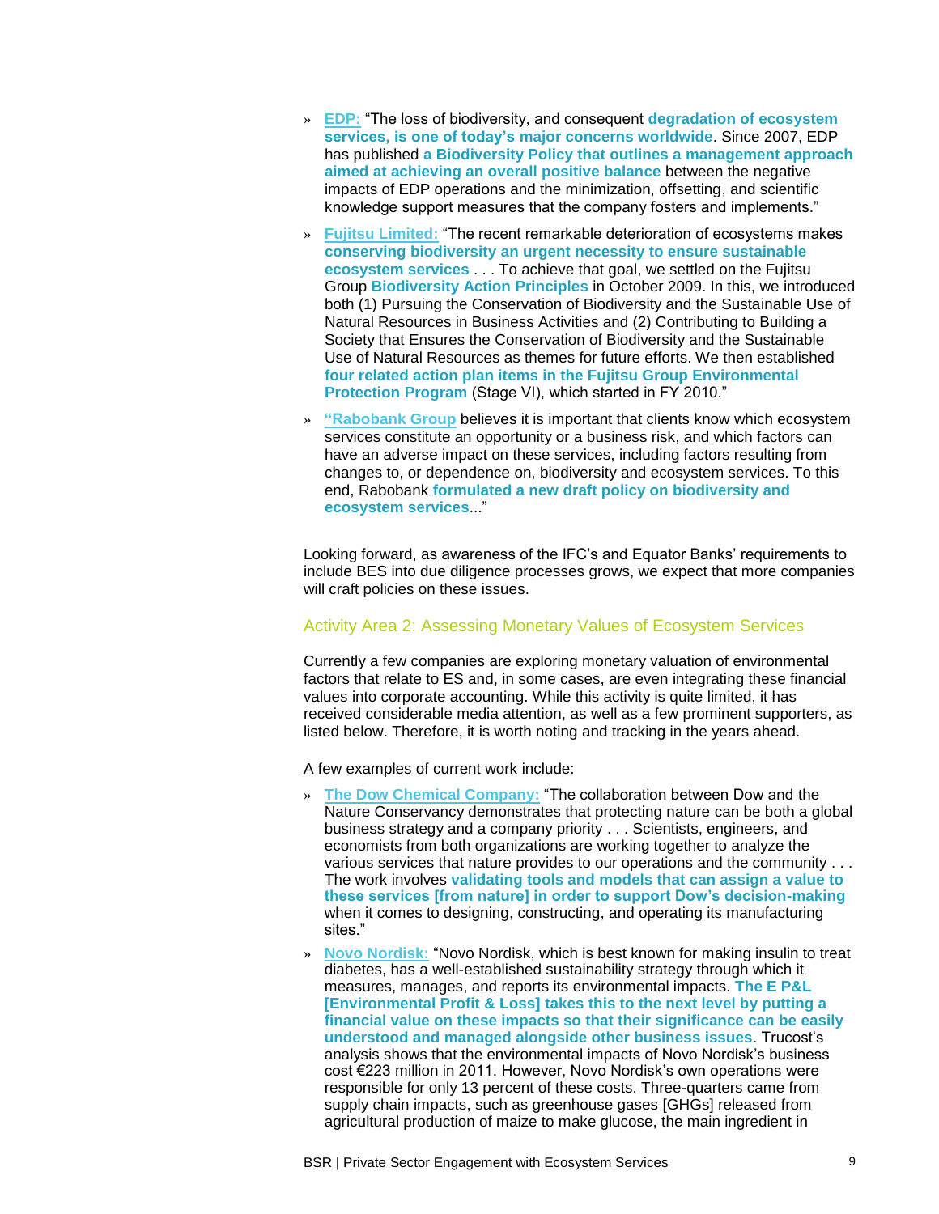- **EDP:** "The loss of biodiversity, and consequent **degradation of ecosystem services, is one of today's major concerns worldwide**. Since 2007, EDP has published **a Biodiversity Policy that outlines a management approach aimed at achieving an overall positive balance** between the negative impacts of EDP operations and the minimization, offsetting, and scientific knowledge support measures that the company fosters and implements."
- **Fujitsu Limited:** "The recent remarkable deterioration of ecosystems makes **conserving biodiversity an urgent necessity to ensure sustainable ecosystem services** . . . To achieve that goal, we settled on the Fujitsu Group **Biodiversity Action Principles** in October 2009. In this, we introduced both (1) Pursuing the Conservation of Biodiversity and the Sustainable Use of Natural Resources in Business Activities and (2) Contributing to Building a Society that Ensures the Conservation of Biodiversity and the Sustainable Use of Natural Resources as themes for future efforts. We then established **four related action plan items in the Fujitsu Group Environmental Protection Program** (Stage VI), which started in FY 2010."
- **"Rabobank Group** believes it is important that clients know which ecosystem services constitute an opportunity or a business risk, and which factors can have an adverse impact on these services, including factors resulting from changes to, or dependence on, biodiversity and ecosystem services. To this end, Rabobank **formulated a new draft policy on biodiversity and ecosystem services**..."

Looking forward, as awareness of the IFC's and Equator Banks' requirements to include BES into due diligence processes grows, we expect that more companies will craft policies on these issues.

### Activity Area 2: Assessing Monetary Values of Ecosystem Services

Currently a few companies are exploring monetary valuation of environmental factors that relate to ES and, in some cases, are even integrating these financial values into corporate accounting. While this activity is quite limited, it has received considerable media attention, as well as a few prominent supporters, as listed below. Therefore, it is worth noting and tracking in the years ahead.

A few examples of current work include:

- **The Dow Chemical Company:** "The collaboration between Dow and the Nature Conservancy demonstrates that protecting nature can be both a global business strategy and a company priority . . . Scientists, engineers, and economists from both organizations are working together to analyze the various services that nature provides to our operations and the community . . . The work involves **validating tools and models that can assign a value to these services [from nature] in order to support Dow's decision-making** when it comes to designing, constructing, and operating its manufacturing sites."
- **Novo Nordisk:** "Novo Nordisk, which is best known for making insulin to treat diabetes, has a well-established sustainability strategy through which it measures, manages, and reports its environmental impacts. **The E P&L [Environmental Profit & Loss] takes this to the next level by putting a financial value on these impacts so that their significance can be easily understood and managed alongside other business issues**. Trucost's analysis shows that the environmental impacts of Novo Nordisk's business cost €223 million in 2011. However, Novo Nordisk's own operations were responsible for only 13 percent of these costs. Three-quarters came from supply chain impacts, such as greenhouse gases [GHGs] released from agricultural production of maize to make glucose, the main ingredient in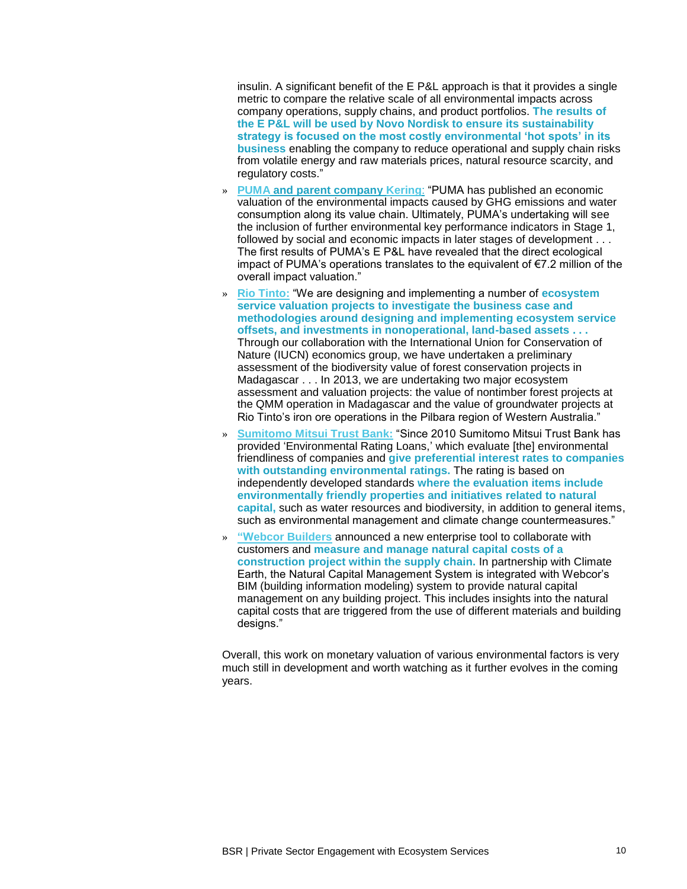insulin. A significant benefit of the E P&L approach is that it provides a single metric to compare the relative scale of all environmental impacts across company operations, supply chains, and product portfolios. **The results of the E P&L will be used by Novo Nordisk to ensure its sustainability strategy is focused on the most costly environmental 'hot spots' in its business** enabling the company to reduce operational and supply chain risks from volatile energy and raw materials prices, natural resource scarcity, and regulatory costs."

- **PUMA and parent company Kering:** "PUMA has published an economic valuation of the environmental impacts caused by GHG emissions and water consumption along its value chain. Ultimately, PUMA's undertaking will see the inclusion of further environmental key performance indicators in Stage 1, followed by social and economic impacts in later stages of development . . . The first results of PUMA's E P&L have revealed that the direct ecological impact of PUMA's operations translates to the equivalent of €7.2 million of the overall impact valuation."
- **Rio Tinto:** "We are designing and implementing a number of **ecosystem service valuation projects to investigate the business case and methodologies around designing and implementing ecosystem service offsets, and investments in nonoperational, land-based assets . . .** Through our collaboration with the International Union for Conservation of Nature (IUCN) economics group, we have undertaken a preliminary assessment of the biodiversity value of forest conservation projects in Madagascar . . . In 2013, we are undertaking two major ecosystem assessment and valuation projects: the value of nontimber forest projects at the QMM operation in Madagascar and the value of groundwater projects at Rio Tinto's iron ore operations in the Pilbara region of Western Australia."
- **Sumitomo Mitsui Trust Bank:** "Since 2010 Sumitomo Mitsui Trust Bank has provided 'Environmental Rating Loans,' which evaluate [the] environmental friendliness of companies and **give preferential interest rates to companies with outstanding environmental ratings.** The rating is based on independently developed standards **where the evaluation items include environmentally friendly properties and initiatives related to natural capital,** such as water resources and biodiversity, in addition to general items, such as environmental management and climate change countermeasures."
- **"Webcor Builders** announced a new enterprise tool to collaborate with customers and **measure and manage natural capital costs of a construction project within the supply chain.** In partnership with Climate Earth, the Natural Capital Management System is integrated with Webcor's BIM (building information modeling) system to provide natural capital management on any building project. This includes insights into the natural capital costs that are triggered from the use of different materials and building designs."

Overall, this work on monetary valuation of various environmental factors is very much still in development and worth watching as it further evolves in the coming years.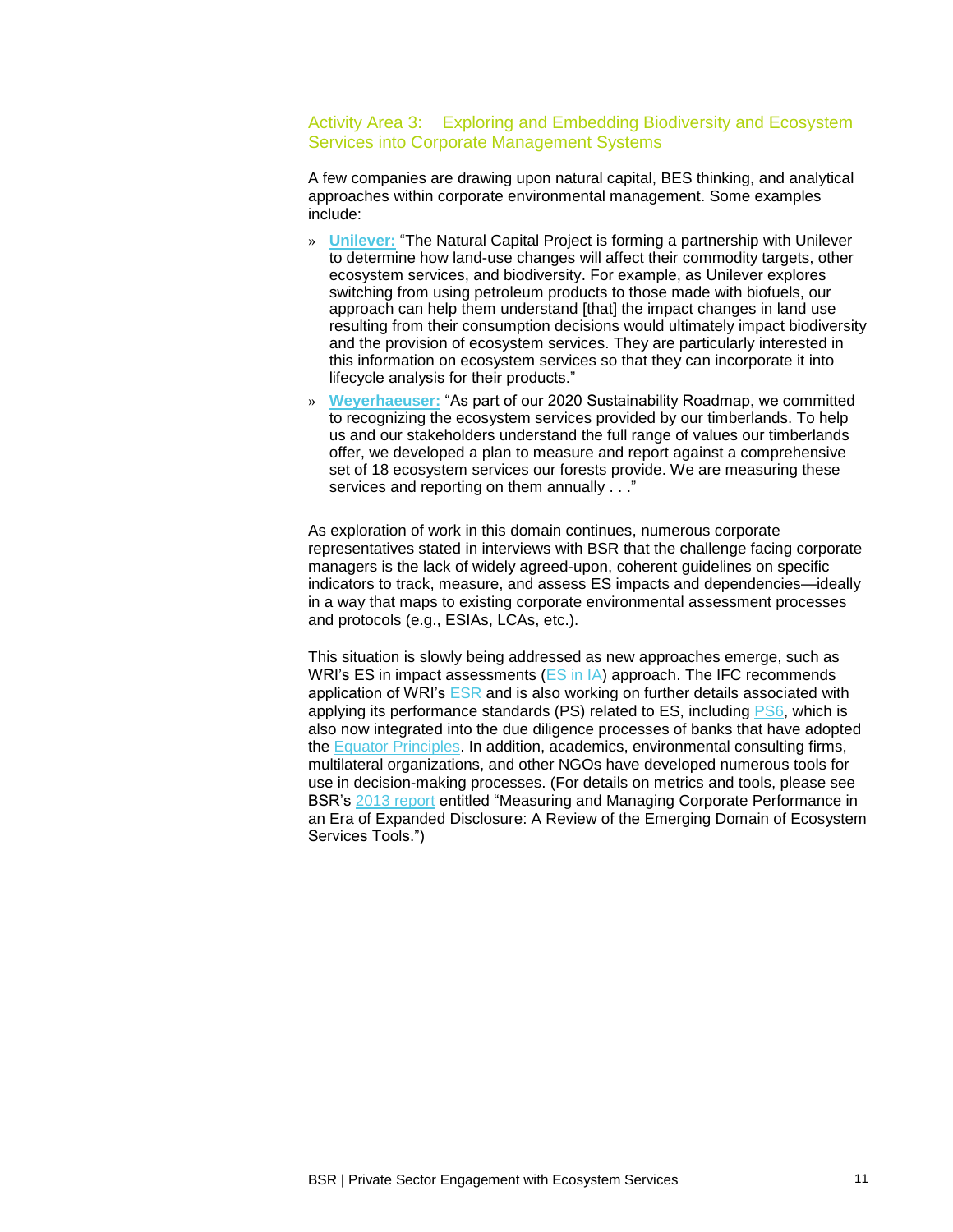### Activity Area 3: Exploring and Embedding Biodiversity and Ecosystem Services into Corporate Management Systems

A few companies are drawing upon natural capital, BES thinking, and analytical approaches within corporate environmental management. Some examples include:

- **Unilever:** "The Natural Capital Project is forming a partnership with Unilever to determine how land-use changes will affect their commodity targets, other ecosystem services, and biodiversity. For example, as Unilever explores switching from using petroleum products to those made with biofuels, our approach can help them understand [that] the impact changes in land use resulting from their consumption decisions would ultimately impact biodiversity and the provision of ecosystem services. They are particularly interested in this information on ecosystem services so that they can incorporate it into lifecycle analysis for their products."
- **Weyerhaeuser:** "As part of our 2020 Sustainability Roadmap, we committed to recognizing the ecosystem services provided by our timberlands. To help us and our stakeholders understand the full range of values our timberlands offer, we developed a plan to measure and report against a comprehensive set of 18 ecosystem services our forests provide. We are measuring these services and reporting on them annually . . ."

As exploration of work in this domain continues, numerous corporate representatives stated in interviews with BSR that the challenge facing corporate managers is the lack of widely agreed-upon, coherent guidelines on specific indicators to track, measure, and assess ES impacts and dependencies—ideally in a way that maps to existing corporate environmental assessment processes and protocols (e.g., ESIAs, LCAs, etc.).

This situation is slowly being addressed as new approaches emerge, such as WRI's ES in impact assessments (ES in IA) approach. The IFC recommends application of WRI's ESR and is also working on further details associated with applying its performance standards (PS) related to ES, including PS6, which is also now integrated into the due diligence processes of banks that have adopted the Equator Principles. In addition, academics, environmental consulting firms, multilateral organizations, and other NGOs have developed numerous tools for use in decision-making processes. (For details on metrics and tools, please see BSR's 2013 report entitled "Measuring and Managing Corporate Performance in an Era of Expanded Disclosure: A Review of the Emerging Domain of Ecosystem Services Tools.")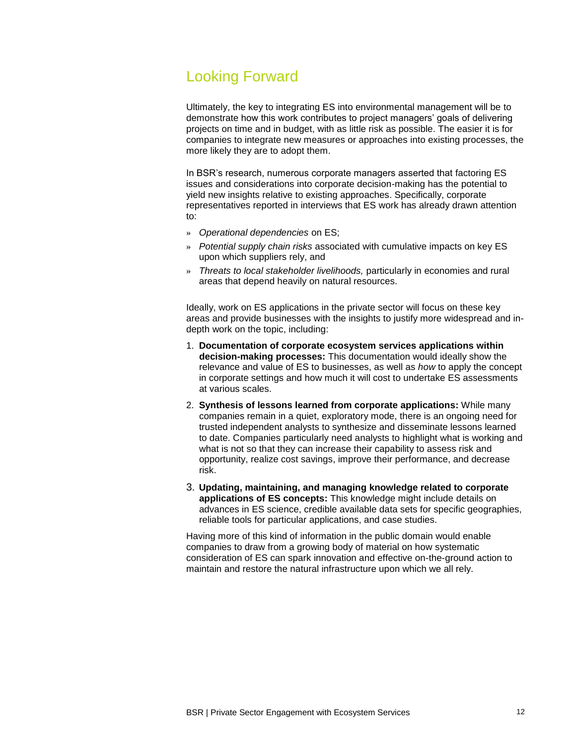## Looking Forward

Ultimately, the key to integrating ES into environmental management will be to demonstrate how this work contributes to project managers' goals of delivering projects on time and in budget, with as little risk as possible. The easier it is for companies to integrate new measures or approaches into existing processes, the more likely they are to adopt them.

In BSR's research, numerous corporate managers asserted that factoring ES issues and considerations into corporate decision-making has the potential to yield new insights relative to existing approaches. Specifically, corporate representatives reported in interviews that ES work has already drawn attention to:

- *Operational dependencies* on ES;
- *Potential supply chain risks* associated with cumulative impacts on key ES upon which suppliers rely, and
- *Threats to local stakeholder livelihoods,* particularly in economies and rural areas that depend heavily on natural resources.

Ideally, work on ES applications in the private sector will focus on these key areas and provide businesses with the insights to justify more widespread and in-depth work on the topic, including:

1. **Documentation of corporate ecosystem services applications within decision-making processes:** This documentation would ideally show the relevance and value of ES to businesses, as well as *how* to apply the concept in corporate settings and how much it will cost to undertake ES assessments at various scales.
2. **Synthesis of lessons learned from corporate applications:** While many companies remain in a quiet, exploratory mode, there is an ongoing need for trusted independent analysts to synthesize and disseminate lessons learned to date. Companies particularly need analysts to highlight what is working and what is not so that they can increase their capability to assess risk and opportunity, realize cost savings, improve their performance, and decrease risk.
3. **Updating, maintaining, and managing knowledge related to corporate applications of ES concepts:** This knowledge might include details on advances in ES science, credible available data sets for specific geographies, reliable tools for particular applications, and case studies.

Having more of this kind of information in the public domain would enable companies to draw from a growing body of material on how systematic consideration of ES can spark innovation and effective on-the-ground action to maintain and restore the natural infrastructure upon which we all rely.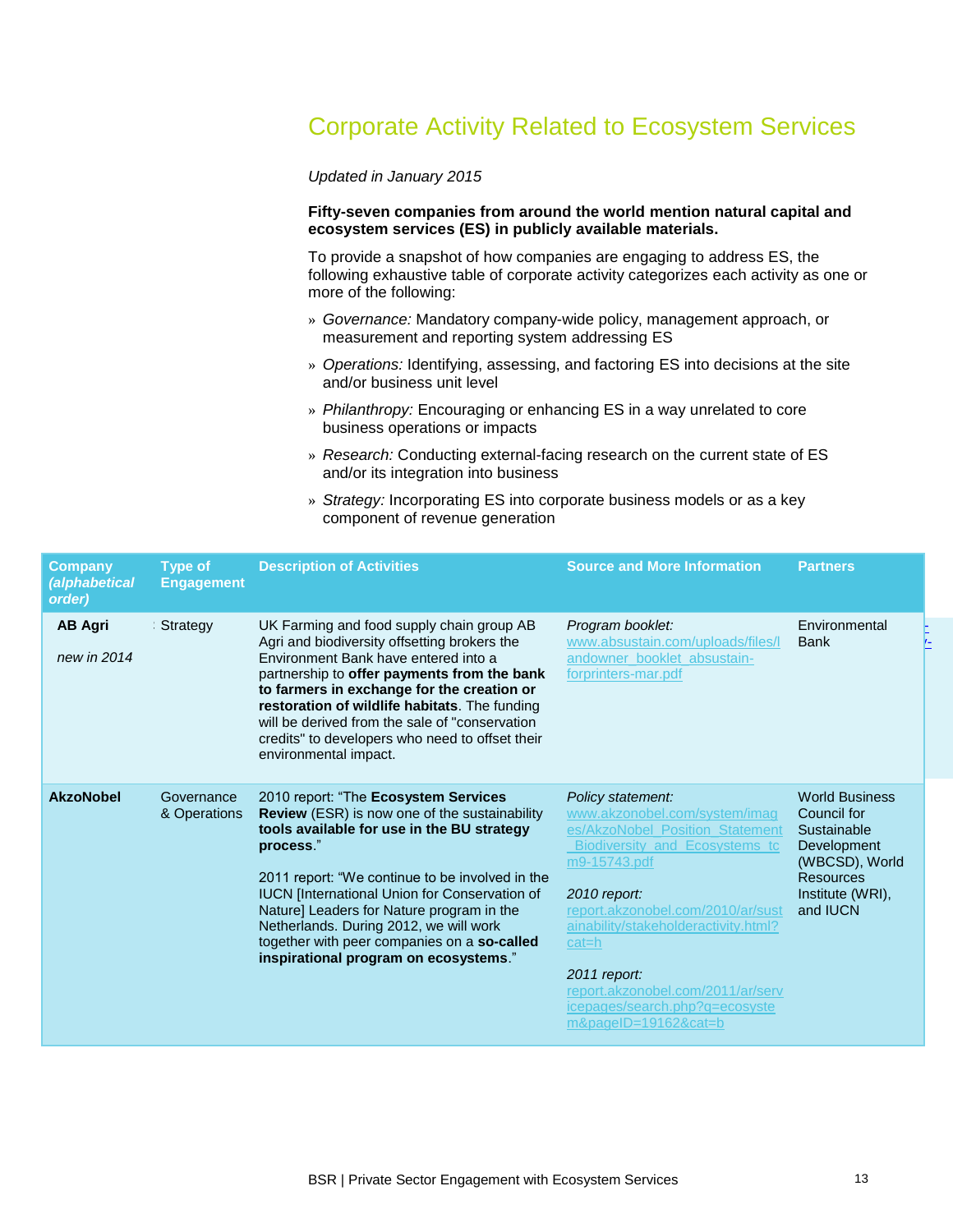# Corporate Activity Related to Ecosystem Services

*Updated in January 2015*

**Fifty-seven companies from around the world mention natural capital and ecosystem services (ES) in publicly available materials.**

To provide a snapshot of how companies are engaging to address ES, the following exhaustive table of corporate activity categorizes each activity as one or more of the following:

- *Governance:* Mandatory company-wide policy, management approach, or measurement and reporting system addressing ES
- *Operations:* Identifying, assessing, and factoring ES into decisions at the site and/or business unit level
- *Philanthropy:* Encouraging or enhancing ES in a way unrelated to core business operations or impacts
- *Research:* Conducting external-facing research on the current state of ES and/or its integration into business
- *Strategy:* Incorporating ES into corporate business models or as a key component of revenue generation

| Company *(alphabetical order)* | Type of Engagement | Description of Activities | Source and More Information | Partners |
|---|---|---|---|---|
| **AB Agri**<br><br>*new in 2014* | Strategy | UK Farming and food supply chain group AB Agri and biodiversity offsetting brokers the Environment Bank have entered into a partnership to **offer payments from the bank to farmers in exchange for the creation or restoration of wildlife habitats**. The funding will be derived from the sale of "conservation credits" to developers who need to offset their environmental impact. | *Program booklet:*<br>www.absustain.com/uploads/files/landowner_booklet_absustain-forprinters-mar.pdf | Environmental Bank |
| **AkzoNobel** | Governance & Operations | 2010 report: "The **Ecosystem Services Review** (ESR) is now one of the sustainability **tools available for use in the BU strategy process**."<br><br>2011 report: "We continue to be involved in the IUCN [International Union for Conservation of Nature] Leaders for Nature program in the Netherlands. During 2012, we will work together with peer companies on a **so-called inspirational program on ecosystems**." | *Policy statement:*<br>www.akzonobel.com/system/images/AkzoNobel_Position_Statement_Biodiversity_and_Ecosystems_tcm9-15743.pdf<br><br>*2010 report:*<br>report.akzonobel.com/2010/ar/sustainability/stakeholderactivity.html?cat=h<br><br>*2011 report:*<br>report.akzonobel.com/2011/ar/servicepages/search.php?q=ecosystem&pageID=19162&cat=b | World Business Council for Sustainable Development (WBCSD), World Resources Institute (WRI), and IUCN |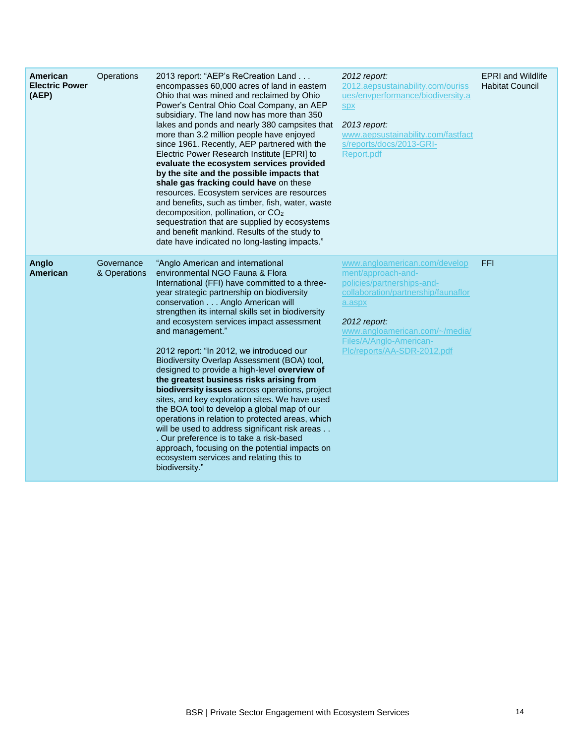| **American Electric Power (AEP)** | Operations | 2013 report: "AEP's ReCreation Land . . . encompasses 60,000 acres of land in eastern Ohio that was mined and reclaimed by Ohio Power's Central Ohio Coal Company, an AEP subsidiary. The land now has more than 350 lakes and ponds and nearly 380 campsites that more than 3.2 million people have enjoyed since 1961. Recently, AEP partnered with the Electric Power Research Institute [EPRI] to **evaluate the ecosystem services provided by the site and the possible impacts that shale gas fracking could have** on these resources. Ecosystem services are resources and benefits, such as timber, fish, water, waste decomposition, pollination, or $CO_2$ sequestration that are supplied by ecosystems and benefit mankind. Results of the study to date have indicated no long-lasting impacts." | *2012 report:* 2012.aepsustainability.com/ourissues/envperformance/biodiversity.aspx<br><br>*2013 report:* www.aepsustainability.com/fastfacts/reports/docs/2013-GRI-Report.pdf | EPRI and Wildlife Habitat Council |
|---|---|---|---|---|
| **Anglo American** | Governance & Operations | "Anglo American and international environmental NGO Fauna & Flora International (FFI) have committed to a three-year strategic partnership on biodiversity conservation . . . Anglo American will strengthen its internal skills set in biodiversity and ecosystem services impact assessment and management."<br><br>2012 report: "In 2012, we introduced our Biodiversity Overlap Assessment (BOA) tool, designed to provide a high-level **overview of the greatest business risks arising from biodiversity issues** across operations, project sites, and key exploration sites. We have used the BOA tool to develop a global map of our operations in relation to protected areas, which will be used to address significant risk areas . . . Our preference is to take a risk-based approach, focusing on the potential impacts on ecosystem services and relating this to biodiversity." | www.angloamerican.com/development/approach-and-policies/partnerships-and-collaboration/partnership/faunaflora.aspx<br><br>*2012 report:* www.angloamerican.com/~/media/Files/A/Anglo-American-Plc/reports/AA-SDR-2012.pdf | FFI |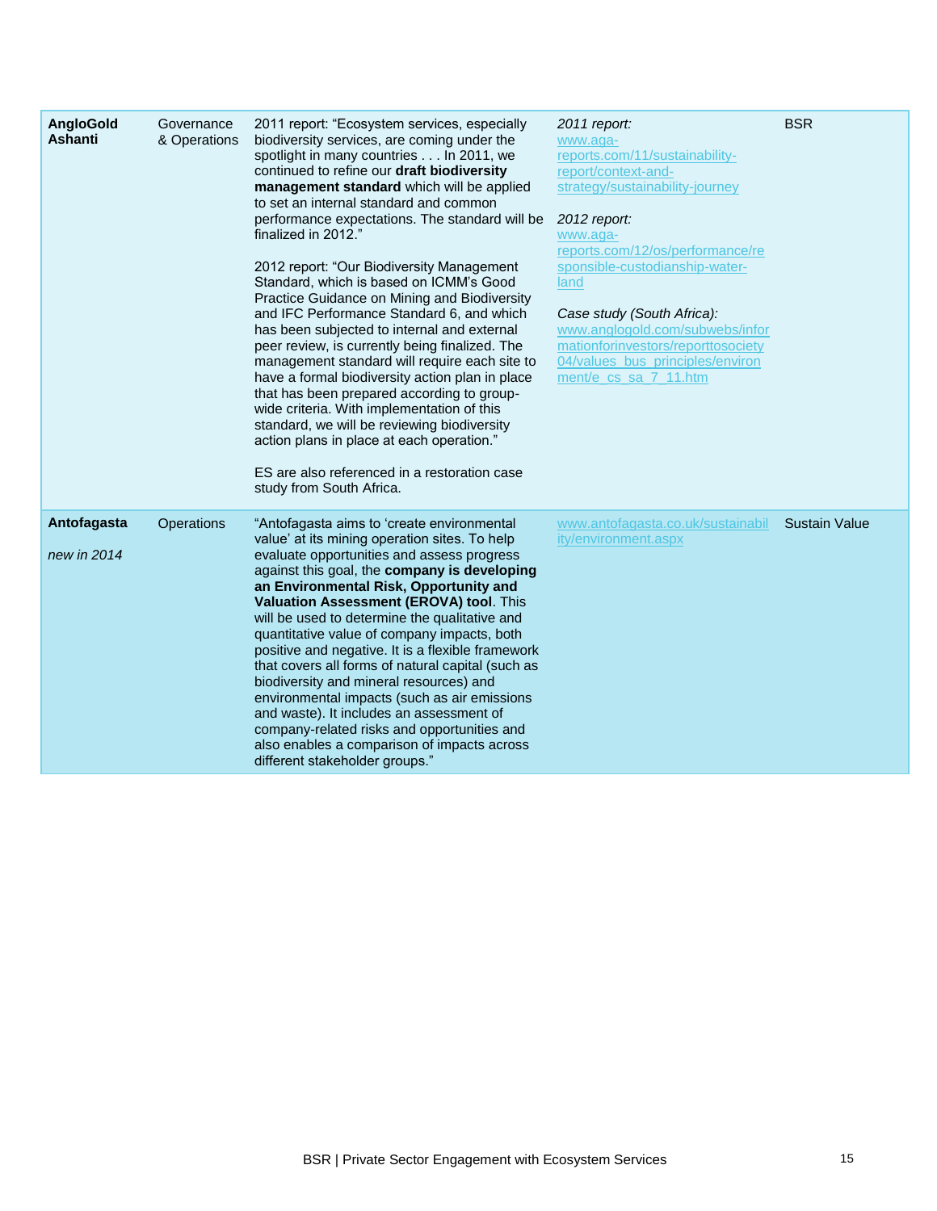| | | | | |
|---|---|---|---|---|
| **AngloGold Ashanti** | Governance & Operations | 2011 report: "Ecosystem services, especially biodiversity services, are coming under the spotlight in many countries . . . In 2011, we continued to refine our **draft biodiversity management standard** which will be applied to set an internal standard and common performance expectations. The standard will be finalized in 2012."<br><br>2012 report: "Our Biodiversity Management Standard, which is based on ICMM's Good Practice Guidance on Mining and Biodiversity and IFC Performance Standard 6, and which has been subjected to internal and external peer review, is currently being finalized. The management standard will require each site to have a formal biodiversity action plan in place that has been prepared according to group-wide criteria. With implementation of this standard, we will be reviewing biodiversity action plans in place at each operation."<br><br>ES are also referenced in a restoration case study from South Africa. | *2011 report:* www.aga-reports.com/11/sustainability-report/context-and-strategy/sustainability-journey<br><br>*2012 report:* www.aga-reports.com/12/os/performance/responsible-custodianship-water-land<br><br>*Case study (South Africa):* www.anglogold.com/subwebs/informationforinvestors/reporttosociety04/values_bus_principles/environment/e_cs_sa_7_11.htm | BSR |
| **Antofagasta**<br><br>*new in 2014* | Operations | "Antofagasta aims to 'create environmental value' at its mining operation sites. To help evaluate opportunities and assess progress against this goal, the **company is developing an Environmental Risk, Opportunity and Valuation Assessment (EROVA) tool**. This will be used to determine the qualitative and quantitative value of company impacts, both positive and negative. It is a flexible framework that covers all forms of natural capital (such as biodiversity and mineral resources) and environmental impacts (such as air emissions and waste). It includes an assessment of company-related risks and opportunities and also enables a comparison of impacts across different stakeholder groups." | www.antofagasta.co.uk/sustainability/environment.aspx | Sustain Value |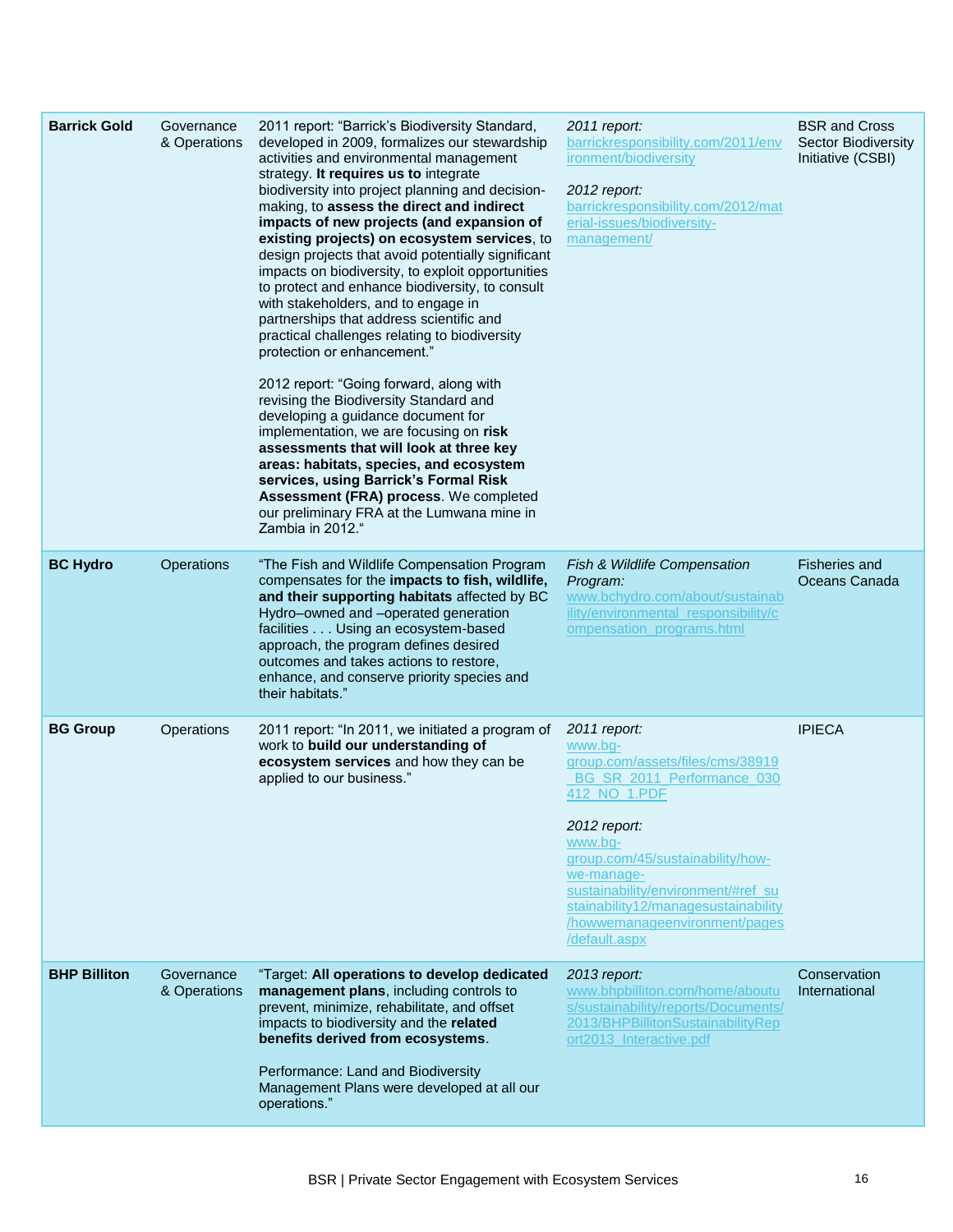| | | | | |
|---|---|---|---|---|
| **Barrick Gold** | Governance & Operations | 2011 report: "Barrick's Biodiversity Standard, developed in 2009, formalizes our stewardship activities and environmental management strategy. **It requires us to** integrate biodiversity into project planning and decision-making, to **assess the direct and indirect impacts of new projects (and expansion of existing projects) on ecosystem services**, to design projects that avoid potentially significant impacts on biodiversity, to exploit opportunities to protect and enhance biodiversity, to consult with stakeholders, and to engage in partnerships that address scientific and practical challenges relating to biodiversity protection or enhancement."<br><br>2012 report: "Going forward, along with revising the Biodiversity Standard and developing a guidance document for implementation, we are focusing on **risk assessments that will look at three key areas: habitats, species, and ecosystem services, using Barrick's Formal Risk Assessment (FRA) process**. We completed our preliminary FRA at the Lumwana mine in Zambia in 2012." | *2011 report:*<br>barrickresponsibility.com/2011/environment/biodiversity<br><br>*2012 report:*<br>barrickresponsibility.com/2012/material-issues/biodiversity-management/ | BSR and Cross Sector Biodiversity Initiative (CSBI) |
| **BC Hydro** | Operations | "The Fish and Wildlife Compensation Program compensates for the **impacts to fish, wildlife, and their supporting habitats** affected by BC Hydro–owned and –operated generation facilities . . . Using an ecosystem-based approach, the program defines desired outcomes and takes actions to restore, enhance, and conserve priority species and their habitats." | *Fish & Wildlife Compensation Program:*<br>www.bchydro.com/about/sustainability/environmental_responsibility/compensation_programs.html | Fisheries and Oceans Canada |
| **BG Group** | Operations | 2011 report: "In 2011, we initiated a program of work to **build our understanding of ecosystem services** and how they can be applied to our business." | *2011 report:*<br>www.bg-group.com/assets/files/cms/38919_BG_SR_2011_Performance_030412_NO_1.PDF<br><br>*2012 report:*<br>www.bg-group.com/45/sustainability/how-we-manage-sustainability/environment/#ref_sustainability12/managesustainability/howwemanageenvironment/pages/default.aspx | IPIECA |
| **BHP Billiton** | Governance & Operations | "Target: **All operations to develop dedicated management plans**, including controls to prevent, minimize, rehabilitate, and offset impacts to biodiversity and the **related benefits derived from ecosystems**.<br><br>Performance: Land and Biodiversity Management Plans were developed at all our operations." | *2013 report:*<br>www.bhpbilliton.com/home/aboutus/sustainability/reports/Documents/2013/BHPBillitonSustainabilityReport2013_Interactive.pdf | Conservation International |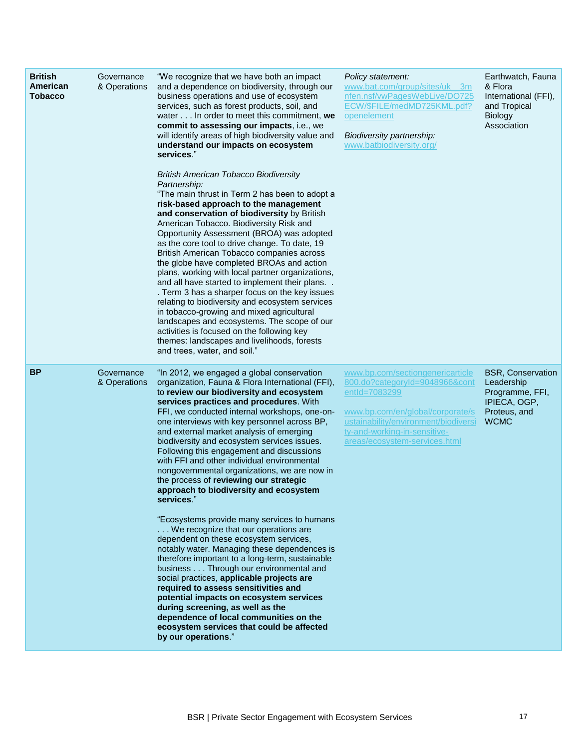| | | | | |
|---|---|---|---|---|
| **British American Tobacco** | Governance & Operations | "We recognize that we have both an impact and a dependence on biodiversity, through our business operations and use of ecosystem services, such as forest products, soil, and water . . . In order to meet this commitment, **we commit to assessing our impacts**, i.e., we will identify areas of high biodiversity value and **understand our impacts on ecosystem services**."<br><br>*British American Tobacco Biodiversity Partnership:*<br>"The main thrust in Term 2 has been to adopt a **risk-based approach to the management and conservation of biodiversity** by British American Tobacco. Biodiversity Risk and Opportunity Assessment (BROA) was adopted as the core tool to drive change. To date, 19 British American Tobacco companies across the globe have completed BROAs and action plans, working with local partner organizations, and all have started to implement their plans. . . Term 3 has a sharper focus on the key issues relating to biodiversity and ecosystem services in tobacco-growing and mixed agricultural landscapes and ecosystems. The scope of our activities is focused on the following key themes: landscapes and livelihoods, forests and trees, water, and soil." | *Policy statement:*<br>www.bat.com/group/sites/uk__3mnfen.nsf/vwPagesWebLive/DO725ECW/$FILE/medMD725KML.pdf?openelement<br><br>*Biodiversity partnership:*<br>www.batbiodiversity.org/ | Earthwatch, Fauna & Flora International (FFI), and Tropical Biology Association |
| **BP** | Governance & Operations | "In 2012, we engaged a global conservation organization, Fauna & Flora International (FFI), to **review our biodiversity and ecosystem services practices and procedures**. With FFI, we conducted internal workshops, one-on-one interviews with key personnel across BP, and external market analysis of emerging biodiversity and ecosystem services issues. Following this engagement and discussions with FFI and other individual environmental nongovernmental organizations, we are now in the process of **reviewing our strategic approach to biodiversity and ecosystem services**."<br><br>"Ecosystems provide many services to humans . . . We recognize that our operations are dependent on these ecosystem services, notably water. Managing these dependences is therefore important to a long-term, sustainable business . . . Through our environmental and social practices, **applicable projects are required to assess sensitivities and potential impacts on ecosystem services during screening, as well as the dependence of local communities on the ecosystem services that could be affected by our operations**." | www.bp.com/sectiongenericarticle800.do?categoryId=9048966&contentId=7083299<br><br>www.bp.com/en/global/corporate/sustainability/environment/biodiversity-and-working-in-sensitive-areas/ecosystem-services.html | BSR, Conservation Leadership Programme, FFI, IPIECA, OGP, Proteus, and WCMC |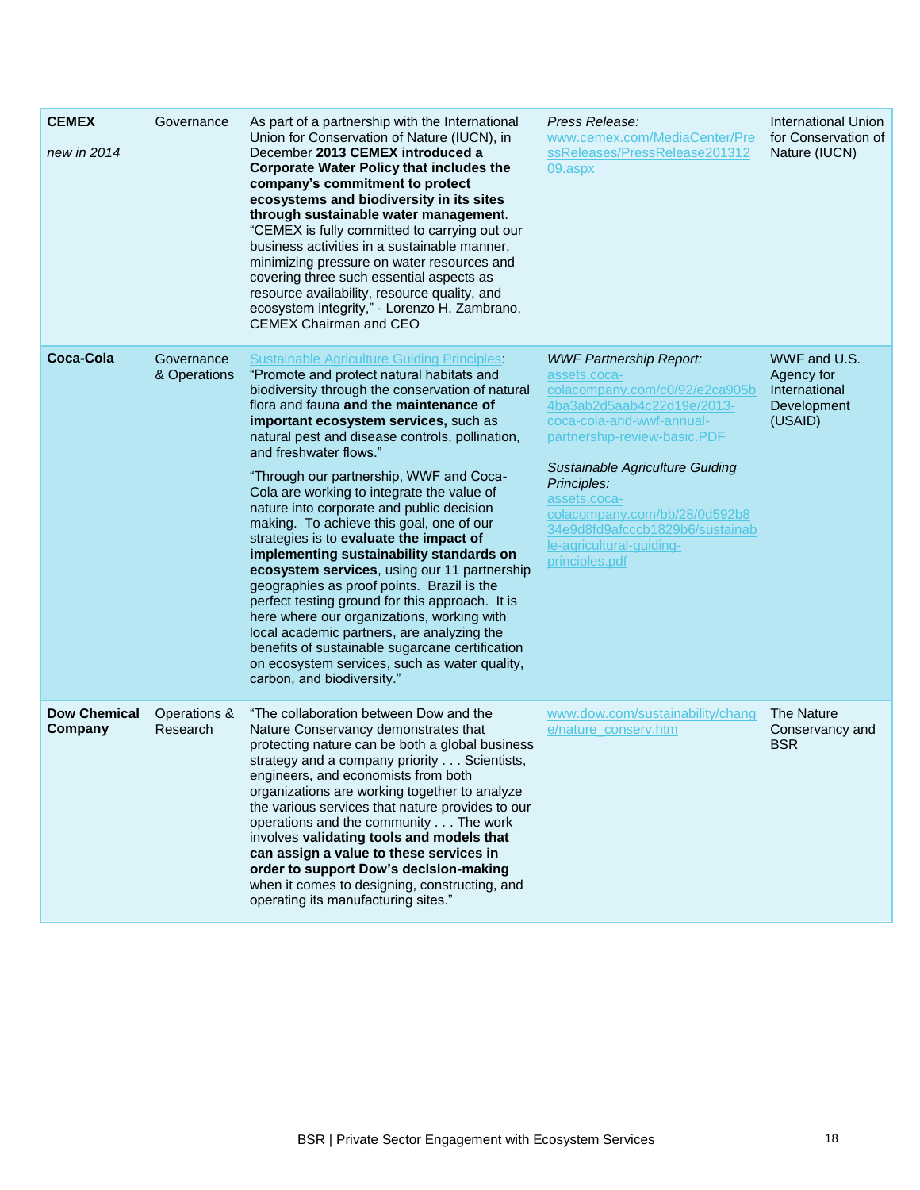| | | | | |
|---|---|---|---|---|
| **CEMEX**<br><br>*new in 2014* | Governance | As part of a partnership with the International Union for Conservation of Nature (IUCN), in December **2013 CEMEX introduced a Corporate Water Policy that includes the company's commitment to protect ecosystems and biodiversity in its sites through sustainable water management**. "CEMEX is fully committed to carrying out our business activities in a sustainable manner, minimizing pressure on water resources and covering three such essential aspects as resource availability, resource quality, and ecosystem integrity," - Lorenzo H. Zambrano, CEMEX Chairman and CEO | *Press Release:* www.cemex.com/MediaCenter/PressReleases/PressRelease20131209.aspx | International Union for Conservation of Nature (IUCN) |
| **Coca-Cola** | Governance & Operations | Sustainable Agriculture Guiding Principles: "Promote and protect natural habitats and biodiversity through the conservation of natural flora and fauna **and the maintenance of important ecosystem services,** such as natural pest and disease controls, pollination, and freshwater flows."<br><br>"Through our partnership, WWF and Coca-Cola are working to integrate the value of nature into corporate and public decision making. To achieve this goal, one of our strategies is to **evaluate the impact of implementing sustainability standards on ecosystem services**, using our 11 partnership geographies as proof points. Brazil is the perfect testing ground for this approach. It is here where our organizations, working with local academic partners, are analyzing the benefits of sustainable sugarcane certification on ecosystem services, such as water quality, carbon, and biodiversity." | *WWF Partnership Report:* assets.coca-colacompany.com/c0/92/e2ca905b4ba3ab2d5aab4c22d19e/2013-coca-cola-and-wwf-annual-partnership-review-basic.PDF<br><br>*Sustainable Agriculture Guiding Principles:* assets.coca-colacompany.com/bb/28/0d592b834e9d8fd9afcccb1829b6/sustainable-agricultural-guiding-principles.pdf | WWF and U.S. Agency for International Development (USAID) |
| **Dow Chemical Company** | Operations & Research | "The collaboration between Dow and the Nature Conservancy demonstrates that protecting nature can be both a global business strategy and a company priority . . . Scientists, engineers, and economists from both organizations are working together to analyze the various services that nature provides to our operations and the community . . . The work involves **validating tools and models that can assign a value to these services in order to support Dow's decision-making** when it comes to designing, constructing, and operating its manufacturing sites." | www.dow.com/sustainability/change/nature_conserv.htm | The Nature Conservancy and BSR |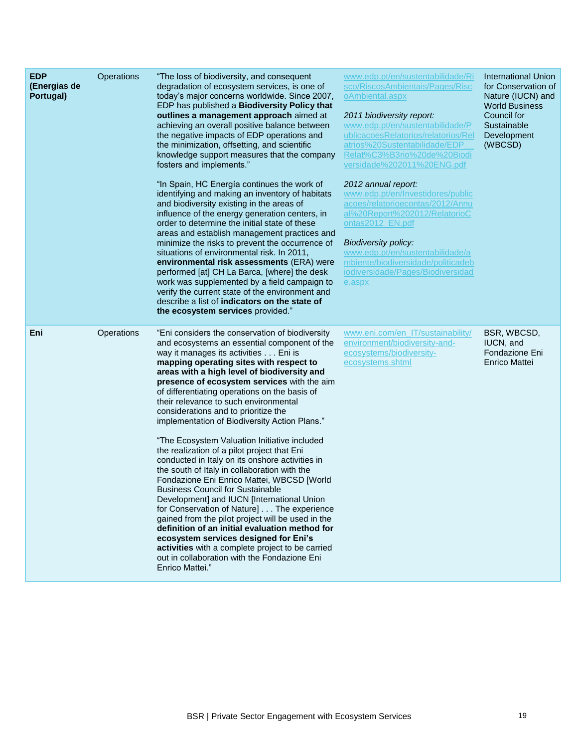| | | | | |
|---|---|---|---|---|
| **EDP (Energias de Portugal)** | Operations | "The loss of biodiversity, and consequent degradation of ecosystem services, is one of today's major concerns worldwide. Since 2007, EDP has published a **Biodiversity Policy that outlines a management approach** aimed at achieving an overall positive balance between the negative impacts of EDP operations and the minimization, offsetting, and scientific knowledge support measures that the company fosters and implements."<br><br>"In Spain, HC Energía continues the work of identifying and making an inventory of habitats and biodiversity existing in the areas of influence of the energy generation centers, in order to determine the initial state of these areas and establish management practices and minimize the risks to prevent the occurrence of situations of environmental risk. In 2011, **environmental risk assessments** (ERA) were performed [at] CH La Barca, [where] the desk work was supplemented by a field campaign to verify the current state of the environment and describe a list of **indicators on the state of the ecosystem services** provided." | www.edp.pt/en/sustentabilidade/Risco/RiscosAmbientais/Pages/RiscoAmbiental.aspx<br><br>*2011 biodiversity report:*<br>www.edp.pt/en/sustentabilidade/PublicacoesRelatorios/relatorios/Relatrios%20Sustentabilidade/EDP__Relat%C3%B3rio%20de%20Biodiversidade%202011%20ENG.pdf<br><br>*2012 annual report:*<br>www.edp.pt/en/Investidores/publicacoes/relatorioecontas/2012/Annual%20Report%202012/RelatorioContas2012_EN.pdf<br><br>*Biodiversity policy:*<br>www.edp.pt/en/sustentabilidade/ambiente/biodiversidade/politicadebiodiversidade/Pages/Biodiversidade.aspx | International Union for Conservation of Nature (IUCN) and World Business Council for Sustainable Development (WBCSD) |
| **Eni** | Operations | "Eni considers the conservation of biodiversity and ecosystems an essential component of the way it manages its activities . . . Eni is **mapping operating sites with respect to areas with a high level of biodiversity and presence of ecosystem services** with the aim of differentiating operations on the basis of their relevance to such environmental considerations and to prioritize the implementation of Biodiversity Action Plans."<br><br>"The Ecosystem Valuation Initiative included the realization of a pilot project that Eni conducted in Italy on its onshore activities in the south of Italy in collaboration with the Fondazione Eni Enrico Mattei, WBCSD [World Business Council for Sustainable Development] and IUCN [International Union for Conservation of Nature] . . . The experience gained from the pilot project will be used in the **definition of an initial evaluation method for ecosystem services designed for Eni's activities** with a complete project to be carried out in collaboration with the Fondazione Eni Enrico Mattei." | www.eni.com/en_IT/sustainability/environment/biodiversity-and-ecosystems/biodiversity-ecosystems.shtml | BSR, WBCSD, IUCN, and Fondazione Eni Enrico Mattei |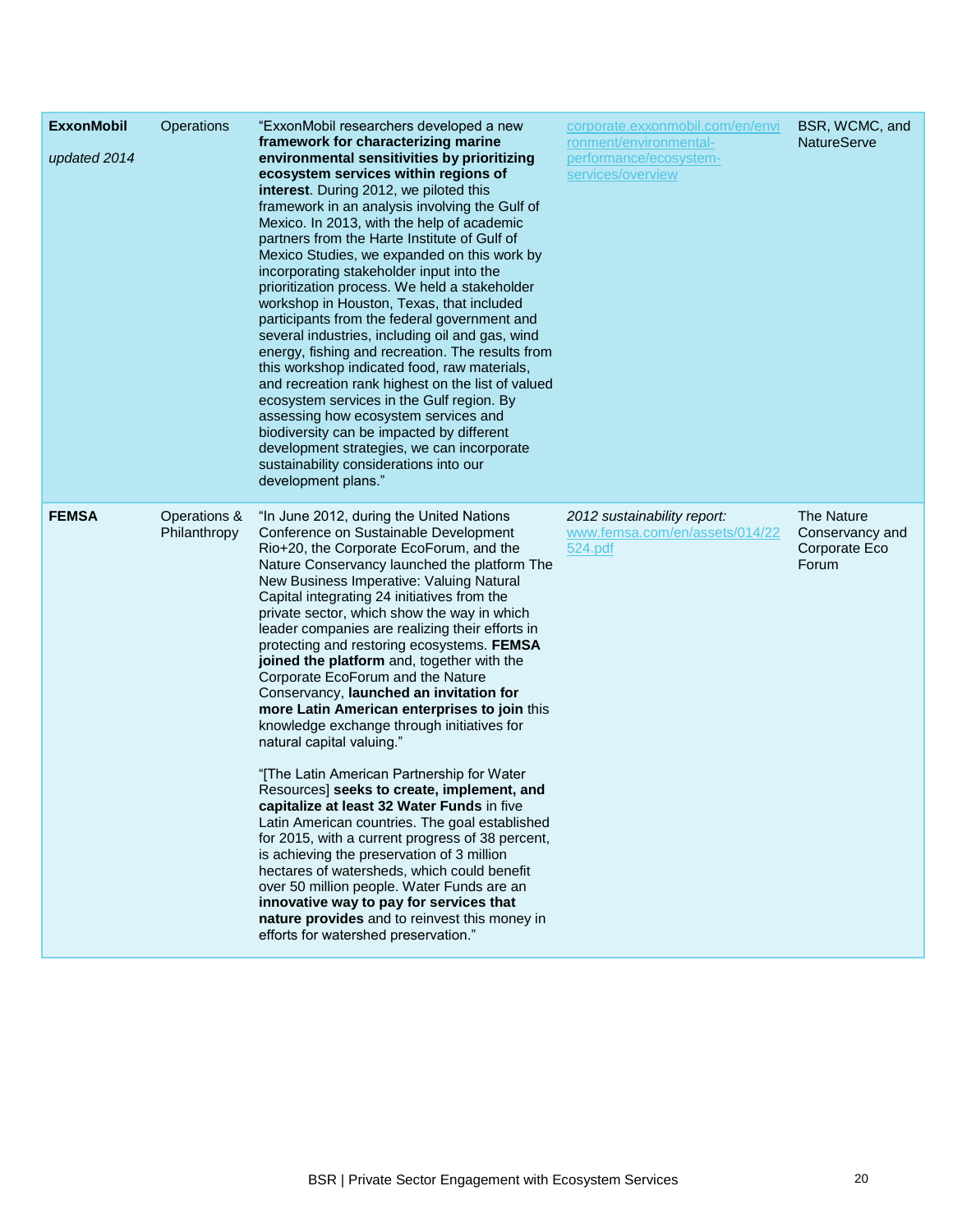| | | | | |
|---|---|---|---|---|
| **ExxonMobil**<br><br>*updated 2014* | Operations | "ExxonMobil researchers developed a new **framework for characterizing marine environmental sensitivities by prioritizing ecosystem services within regions of interest**. During 2012, we piloted this framework in an analysis involving the Gulf of Mexico. In 2013, with the help of academic partners from the Harte Institute of Gulf of Mexico Studies, we expanded on this work by incorporating stakeholder input into the prioritization process. We held a stakeholder workshop in Houston, Texas, that included participants from the federal government and several industries, including oil and gas, wind energy, fishing and recreation. The results from this workshop indicated food, raw materials, and recreation rank highest on the list of valued ecosystem services in the Gulf region. By assessing how ecosystem services and biodiversity can be impacted by different development strategies, we can incorporate sustainability considerations into our development plans." | corporate.exxonmobil.com/en/environment/environmental-performance/ecosystem-services/overview | BSR, WCMC, and NatureServe |
| **FEMSA** | Operations & Philanthropy | "In June 2012, during the United Nations Conference on Sustainable Development Rio+20, the Corporate EcoForum, and the Nature Conservancy launched the platform The New Business Imperative: Valuing Natural Capital integrating 24 initiatives from the private sector, which show the way in which leader companies are realizing their efforts in protecting and restoring ecosystems. **FEMSA joined the platform** and, together with the Corporate EcoForum and the Nature Conservancy, **launched an invitation for more Latin American enterprises to join** this knowledge exchange through initiatives for natural capital valuing."<br><br>"[The Latin American Partnership for Water Resources] **seeks to create, implement, and capitalize at least 32 Water Funds** in five Latin American countries. The goal established for 2015, with a current progress of 38 percent, is achieving the preservation of 3 million hectares of watersheds, which could benefit over 50 million people. Water Funds are an **innovative way to pay for services that nature provides** and to reinvest this money in efforts for watershed preservation." | *2012 sustainability report:* www.femsa.com/en/assets/014/22524.pdf | The Nature Conservancy and Corporate Eco Forum |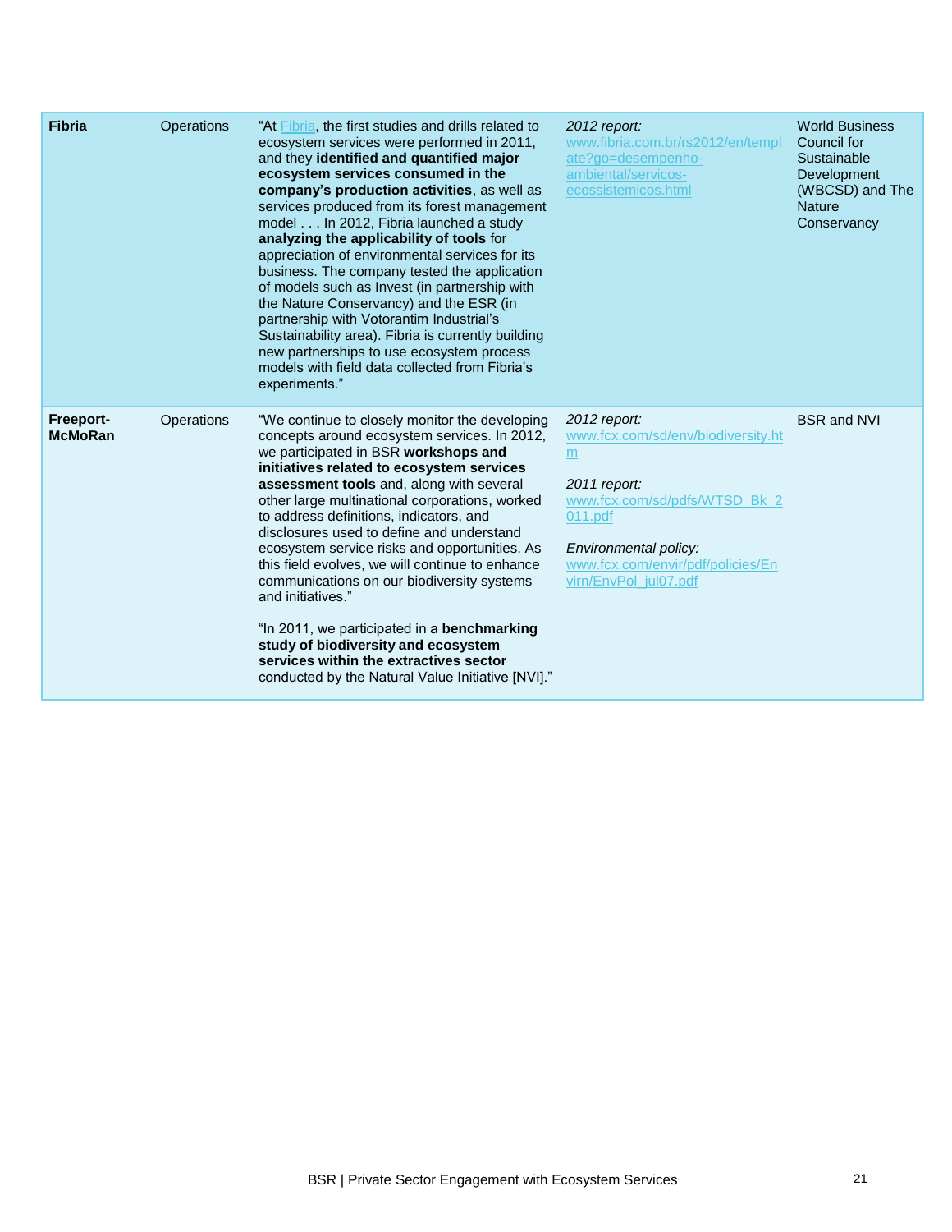| | | | | |
|---|---|---|---|---|
| **Fibria** | Operations | "At Fibria, the first studies and drills related to ecosystem services were performed in 2011, and they **identified and quantified major ecosystem services consumed in the company's production activities**, as well as services produced from its forest management model . . . In 2012, Fibria launched a study **analyzing the applicability of tools** for appreciation of environmental services for its business. The company tested the application of models such as Invest (in partnership with the Nature Conservancy) and the ESR (in partnership with Votorantim Industrial's Sustainability area). Fibria is currently building new partnerships to use ecosystem process models with field data collected from Fibria's experiments." | *2012 report:* www.fibria.com.br/rs2012/en/template?go=desempenho-ambiental/servicos-ecossistemicos.html | World Business Council for Sustainable Development (WBCSD) and The Nature Conservancy |
| **Freeport-McMoRan** | Operations | "We continue to closely monitor the developing concepts around ecosystem services. In 2012, we participated in BSR **workshops and initiatives related to ecosystem services assessment tools** and, along with several other large multinational corporations, worked to address definitions, indicators, and disclosures used to define and understand ecosystem service risks and opportunities. As this field evolves, we will continue to enhance communications on our biodiversity systems and initiatives."<br><br>"In 2011, we participated in a **benchmarking study of biodiversity and ecosystem services within the extractives sector** conducted by the Natural Value Initiative [NVI]." | *2012 report:* www.fcx.com/sd/env/biodiversity.htm<br><br>*2011 report:* www.fcx.com/sd/pdfs/WTSD_Bk_2011.pdf<br><br>*Environmental policy:* www.fcx.com/envir/pdf/policies/Envirn/EnvPol_jul07.pdf | BSR and NVI |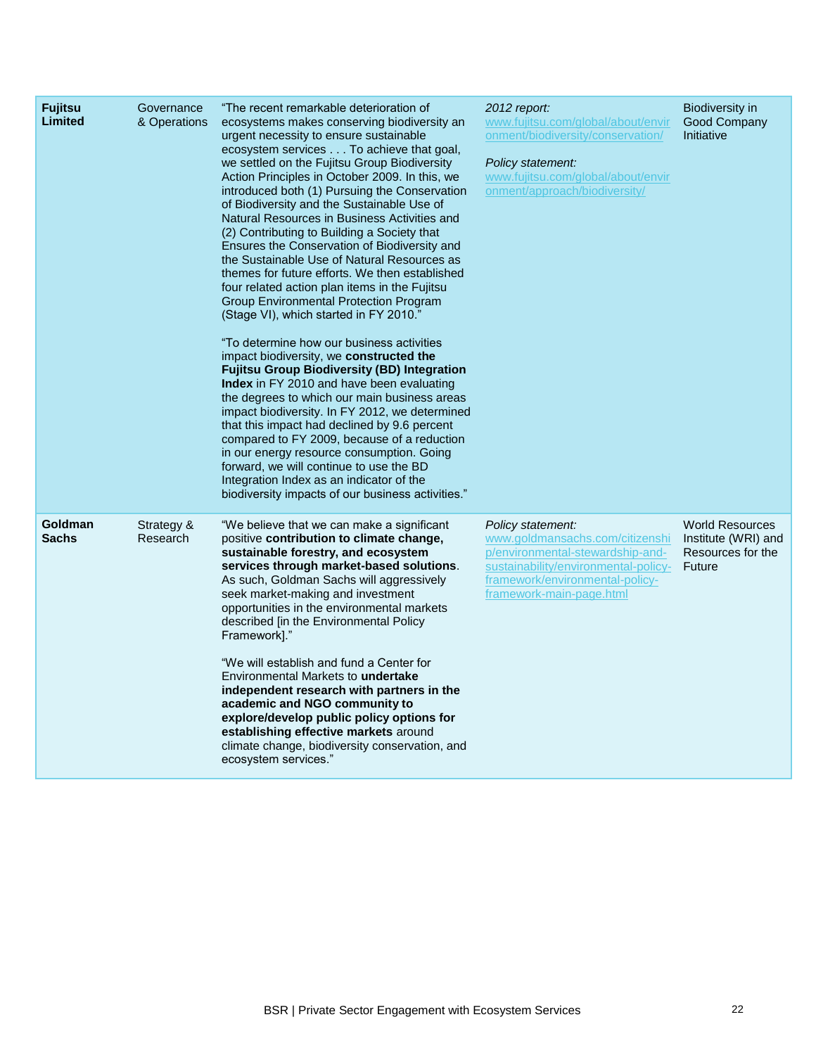| | | | | |
|---|---|---|---|---|
| **Fujitsu Limited** | Governance & Operations | "The recent remarkable deterioration of ecosystems makes conserving biodiversity an urgent necessity to ensure sustainable ecosystem services . . . To achieve that goal, we settled on the Fujitsu Group Biodiversity Action Principles in October 2009. In this, we introduced both (1) Pursuing the Conservation of Biodiversity and the Sustainable Use of Natural Resources in Business Activities and (2) Contributing to Building a Society that Ensures the Conservation of Biodiversity and the Sustainable Use of Natural Resources as themes for future efforts. We then established four related action plan items in the Fujitsu Group Environmental Protection Program (Stage VI), which started in FY 2010."<br><br>"To determine how our business activities impact biodiversity, we **constructed the Fujitsu Group Biodiversity (BD) Integration Index** in FY 2010 and have been evaluating the degrees to which our main business areas impact biodiversity. In FY 2012, we determined that this impact had declined by 9.6 percent compared to FY 2009, because of a reduction in our energy resource consumption. Going forward, we will continue to use the BD Integration Index as an indicator of the biodiversity impacts of our business activities." | *2012 report:*<br>www.fujitsu.com/global/about/environment/biodiversity/conservation/<br><br>*Policy statement:*<br>www.fujitsu.com/global/about/environment/approach/biodiversity/ | Biodiversity in Good Company Initiative |
| **Goldman Sachs** | Strategy & Research | "We believe that we can make a significant positive **contribution to climate change, sustainable forestry, and ecosystem services through market-based solutions**. As such, Goldman Sachs will aggressively seek market-making and investment opportunities in the environmental markets described [in the Environmental Policy Framework]."<br><br>"We will establish and fund a Center for Environmental Markets to **undertake independent research with partners in the academic and NGO community to explore/develop public policy options for establishing effective markets** around climate change, biodiversity conservation, and ecosystem services." | *Policy statement:*<br>www.goldmansachs.com/citizenship/environmental-stewardship-and-sustainability/environmental-policy-framework/environmental-policy-framework-main-page.html | World Resources Institute (WRI) and Resources for the Future |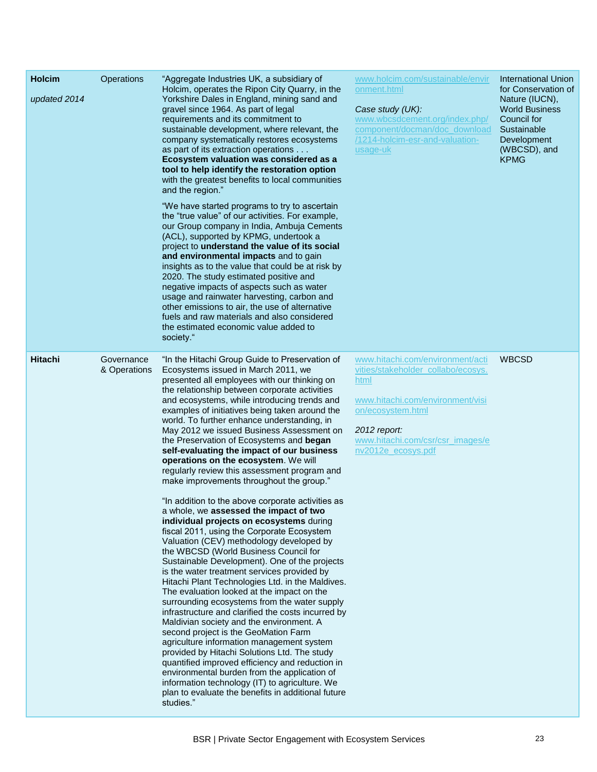| | | | | |
|---|---|---|---|---|
| **Holcim**<br><br>*updated 2014* | Operations | "Aggregate Industries UK, a subsidiary of Holcim, operates the Ripon City Quarry, in the Yorkshire Dales in England, mining sand and gravel since 1964. As part of legal requirements and its commitment to sustainable development, where relevant, the company systematically restores ecosystems as part of its extraction operations . . . **Ecosystem valuation was considered as a tool to help identify the restoration option** with the greatest benefits to local communities and the region."<br><br>"We have started programs to try to ascertain the "true value" of our activities. For example, our Group company in India, Ambuja Cements (ACL), supported by KPMG, undertook a project to **understand the value of its social and environmental impacts** and to gain insights as to the value that could be at risk by 2020. The study estimated positive and negative impacts of aspects such as water usage and rainwater harvesting, carbon and other emissions to air, the use of alternative fuels and raw materials and also considered the estimated economic value added to society." | www.holcim.com/sustainable/environment.html<br><br>*Case study (UK):*<br>www.wbcsdcement.org/index.php/component/docman/doc_download/1214-holcim-esr-and-valuation-usage-uk | International Union for Conservation of Nature (IUCN), World Business Council for Sustainable Development (WBCSD), and KPMG |
| **Hitachi** | Governance & Operations | "In the Hitachi Group Guide to Preservation of Ecosystems issued in March 2011, we presented all employees with our thinking on the relationship between corporate activities and ecosystems, while introducing trends and examples of initiatives being taken around the world. To further enhance understanding, in May 2012 we issued Business Assessment on the Preservation of Ecosystems and **began self-evaluating the impact of our business operations on the ecosystem**. We will regularly review this assessment program and make improvements throughout the group."<br><br>"In addition to the above corporate activities as a whole, we **assessed the impact of two individual projects on ecosystems** during fiscal 2011, using the Corporate Ecosystem Valuation (CEV) methodology developed by the WBCSD (World Business Council for Sustainable Development). One of the projects is the water treatment services provided by Hitachi Plant Technologies Ltd. in the Maldives. The evaluation looked at the impact on the surrounding ecosystems from the water supply infrastructure and clarified the costs incurred by Maldivian society and the environment. A second project is the GeoMation Farm agriculture information management system provided by Hitachi Solutions Ltd. The study quantified improved efficiency and reduction in environmental burden from the application of information technology (IT) to agriculture. We plan to evaluate the benefits in additional future studies." | www.hitachi.com/environment/activities/stakeholder_collabo/ecosys.html<br><br>www.hitachi.com/environment/vision/ecosystem.html<br><br>*2012 report:*<br>www.hitachi.com/csr/csr_images/env2012e_ecosys.pdf | WBCSD |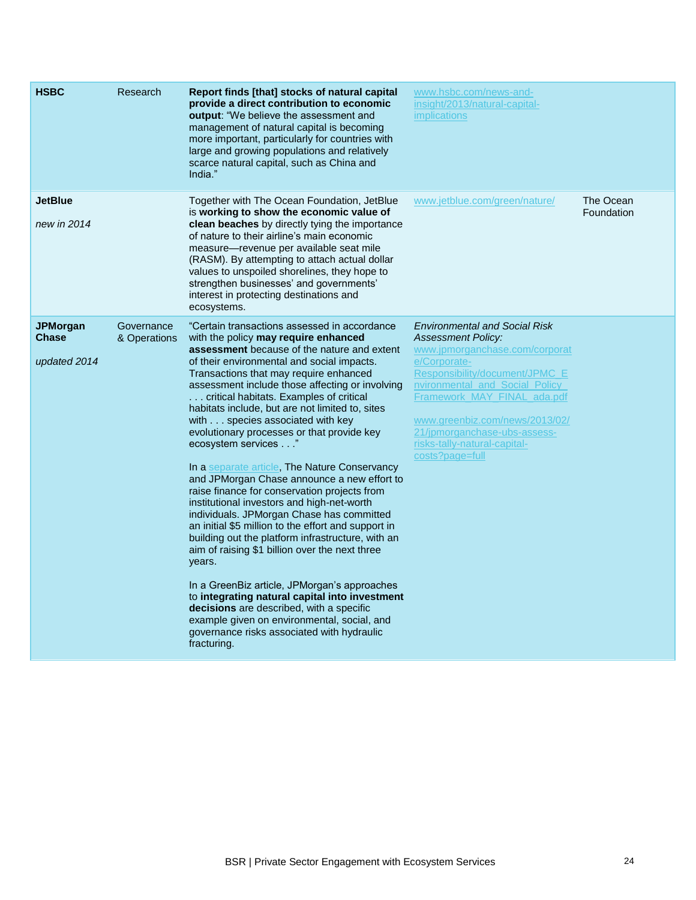| | | | | |
|---|---|---|---|---|
| **HSBC** | Research | **Report finds [that] stocks of natural capital provide a direct contribution to economic output**: "We believe the assessment and management of natural capital is becoming more important, particularly for countries with large and growing populations and relatively scarce natural capital, such as China and India." | www.hsbc.com/news-and-insight/2013/natural-capital-implications | |
| **JetBlue** *new in 2014* | | Together with The Ocean Foundation, JetBlue is **working to show the economic value of clean beaches** by directly tying the importance of nature to their airline's main economic measure—revenue per available seat mile (RASM). By attempting to attach actual dollar values to unspoiled shorelines, they hope to strengthen businesses' and governments' interest in protecting destinations and ecosystems. | www.jetblue.com/green/nature/ | The Ocean Foundation |
| **JPMorgan Chase** *updated 2014* | Governance & Operations | "Certain transactions assessed in accordance with the policy **may require enhanced assessment** because of the nature and extent of their environmental and social impacts. Transactions that may require enhanced assessment include those affecting or involving . . . critical habitats. Examples of critical habitats include, but are not limited to, sites with . . . species associated with key evolutionary processes or that provide key ecosystem services . . ." <br><br> In a separate article, The Nature Conservancy and JPMorgan Chase announce a new effort to raise finance for conservation projects from institutional investors and high-net-worth individuals. JPMorgan Chase has committed an initial $5 million to the effort and support in building out the platform infrastructure, with an aim of raising $1 billion over the next three years. <br><br> In a GreenBiz article, JPMorgan's approaches to **integrating natural capital into investment decisions** are described, with a specific example given on environmental, social, and governance risks associated with hydraulic fracturing. | *Environmental and Social Risk Assessment Policy:* www.jpmorganchase.com/corporate/Corporate-Responsibility/document/JPMC_Environmental_and_Social_Policy_Framework_MAY_FINAL_ada.pdf <br><br> www.greenbiz.com/news/2013/02/21/jpmorganchase-ubs-assess-risks-tally-natural-capital-costs?page=full | |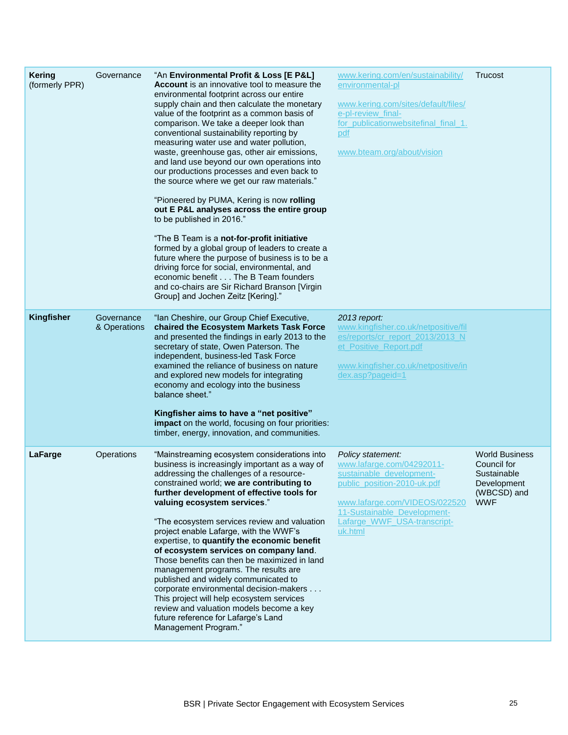| **Kering** (formerly PPR) | Governance | "An **Environmental Profit & Loss [E P&L] Account** is an innovative tool to measure the environmental footprint across our entire supply chain and then calculate the monetary value of the footprint as a common basis of comparison. We take a deeper look than conventional sustainability reporting by measuring water use and water pollution, waste, greenhouse gas, other air emissions, and land use beyond our own operations into our productions processes and even back to the source where we get our raw materials."<br><br>"Pioneered by PUMA, Kering is now **rolling out E P&L analyses across the entire group** to be published in 2016."<br><br>"The B Team is a **not-for-profit initiative** formed by a global group of leaders to create a future where the purpose of business is to be a driving force for social, environmental, and economic benefit . . . The B Team founders and co-chairs are Sir Richard Branson [Virgin Group] and Jochen Zeitz [Kering]." | www.kering.com/en/sustainability/environmental-pl<br><br>www.kering.com/sites/default/files/e-pl-review_final-for_publicationwebsitefinal_final_1.pdf<br><br>www.bteam.org/about/vision | Trucost |
|---|---|---|---|---|
| **Kingfisher** | Governance & Operations | "Ian Cheshire, our Group Chief Executive, **chaired the Ecosystem Markets Task Force** and presented the findings in early 2013 to the secretary of state, Owen Paterson. The independent, business-led Task Force examined the reliance of business on nature and explored new models for integrating economy and ecology into the business balance sheet."<br><br>**Kingfisher aims to have a "net positive" impact** on the world, focusing on four priorities: timber, energy, innovation, and communities. | *2013 report:*<br>www.kingfisher.co.uk/netpositive/files/reports/cr_report_2013/2013_Net_Positive_Report.pdf<br><br>www.kingfisher.co.uk/netpositive/index.asp?pageid=1 | |
| **LaFarge** | Operations | "Mainstreaming ecosystem considerations into business is increasingly important as a way of addressing the challenges of a resource-constrained world; **we are contributing to further development of effective tools for valuing ecosystem services**."<br><br>"The ecosystem services review and valuation project enable Lafarge, with the WWF's expertise, to **quantify the economic benefit of ecosystem services on company land**. Those benefits can then be maximized in land management programs. The results are published and widely communicated to corporate environmental decision-makers . . . This project will help ecosystem services review and valuation models become a key future reference for Lafarge's Land Management Program." | *Policy statement:*<br>www.lafarge.com/04292011-sustainable_development-public_position-2010-uk.pdf<br><br>www.lafarge.com/VIDEOS/02252011-Sustainable_Development-Lafarge_WWF_USA-transcript-uk.html | World Business Council for Sustainable Development (WBCSD) and WWF |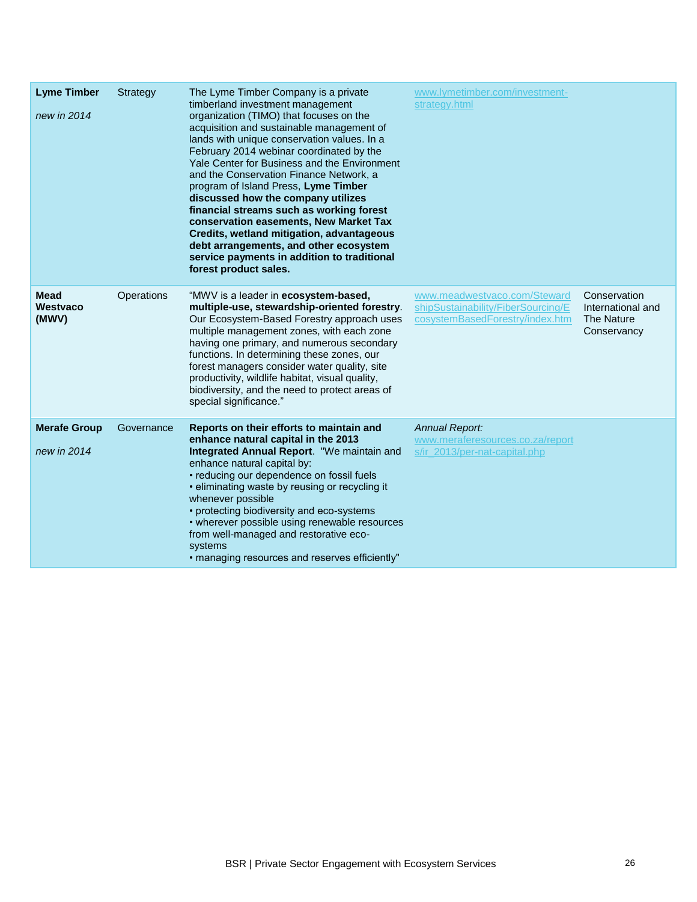| | | | | |
|---|---|---|---|---|
| **Lyme Timber**<br><br>*new in 2014* | Strategy | The Lyme Timber Company is a private timberland investment management organization (TIMO) that focuses on the acquisition and sustainable management of lands with unique conservation values. In a February 2014 webinar coordinated by the Yale Center for Business and the Environment and the Conservation Finance Network, a program of Island Press, **Lyme Timber discussed how the company utilizes financial streams such as working forest conservation easements, New Market Tax Credits, wetland mitigation, advantageous debt arrangements, and other ecosystem service payments in addition to traditional forest product sales.** | www.lymetimber.com/investment-strategy.html | |
| **Mead Westvaco (MWV)** | Operations | "MWV is a leader in **ecosystem-based, multiple-use, stewardship-oriented forestry**. Our Ecosystem-Based Forestry approach uses multiple management zones, with each zone having one primary, and numerous secondary functions. In determining these zones, our forest managers consider water quality, site productivity, wildlife habitat, visual quality, biodiversity, and the need to protect areas of special significance." | www.meadwestvaco.com/StewardshipSustainability/FiberSourcing/EcosystemBasedForestry/index.htm | Conservation International and The Nature Conservancy |
| **Merafe Group**<br><br>*new in 2014* | Governance | **Reports on their efforts to maintain and enhance natural capital in the 2013 Integrated Annual Report**. "We maintain and enhance natural capital by:<br>• reducing our dependence on fossil fuels<br>• eliminating waste by reusing or recycling it whenever possible<br>• protecting biodiversity and eco-systems<br>• wherever possible using renewable resources from well-managed and restorative eco-systems<br>• managing resources and reserves efficiently" | *Annual Report:* www.meraferesources.co.za/reports/ir_2013/per-nat-capital.php | |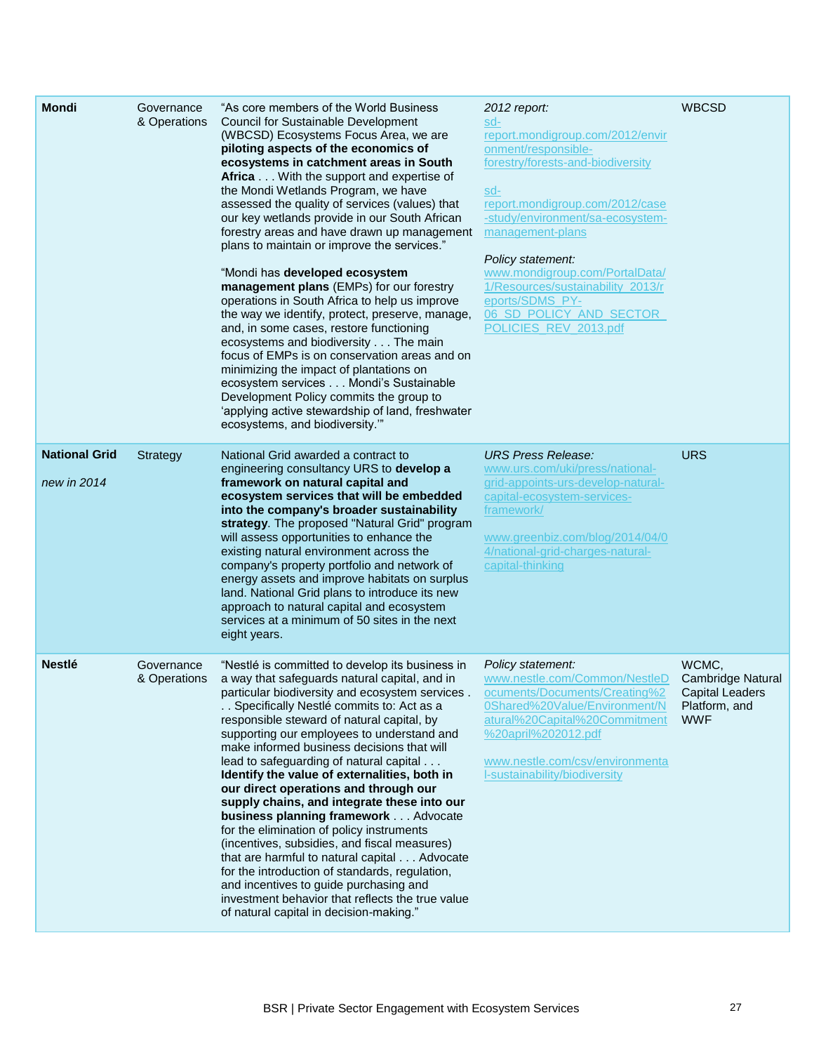| | | | | |
|---|---|---|---|---|
| **Mondi** | Governance & Operations | "As core members of the World Business Council for Sustainable Development (WBCSD) Ecosystems Focus Area, we are **piloting aspects of the economics of ecosystems in catchment areas in South Africa** . . . With the support and expertise of the Mondi Wetlands Program, we have assessed the quality of services (values) that our key wetlands provide in our South African forestry areas and have drawn up management plans to maintain or improve the services."<br><br>"Mondi has **developed ecosystem management plans** (EMPs) for our forestry operations in South Africa to help us improve the way we identify, protect, preserve, manage, and, in some cases, restore functioning ecosystems and biodiversity . . . The main focus of EMPs is on conservation areas and on minimizing the impact of plantations on ecosystem services . . . Mondi's Sustainable Development Policy commits the group to 'applying active stewardship of land, freshwater ecosystems, and biodiversity.'" | *2012 report:*<br>sd-report.mondigroup.com/2012/environment/responsible-forestry/forests-and-biodiversity<br><br>sd-report.mondigroup.com/2012/case-study/environment/sa-ecosystem-management-plans<br><br>*Policy statement:*<br>www.mondigroup.com/PortalData/1/Resources/sustainability_2013/reports/SDMS_PY-06_SD_POLICY_AND_SECTOR_POLICIES_REV_2013.pdf | WBCSD |
| **National Grid**<br><br>*new in 2014* | Strategy | National Grid awarded a contract to engineering consultancy URS to **develop a framework on natural capital and ecosystem services that will be embedded into the company's broader sustainability strategy**. The proposed "Natural Grid" program will assess opportunities to enhance the existing natural environment across the company's property portfolio and network of energy assets and improve habitats on surplus land. National Grid plans to introduce its new approach to natural capital and ecosystem services at a minimum of 50 sites in the next eight years. | *URS Press Release:*<br>www.urs.com/uki/press/national-grid-appoints-urs-develop-natural-capital-ecosystem-services-framework/<br><br>www.greenbiz.com/blog/2014/04/04/national-grid-charges-natural-capital-thinking | URS |
| **Nestlé** | Governance & Operations | "Nestlé is committed to develop its business in a way that safeguards natural capital, and in particular biodiversity and ecosystem services . . . Specifically Nestlé commits to: Act as a responsible steward of natural capital, by supporting our employees to understand and make informed business decisions that will lead to safeguarding of natural capital . . . **Identify the value of externalities, both in our direct operations and through our supply chains, and integrate these into our business planning framework** . . . Advocate for the elimination of policy instruments (incentives, subsidies, and fiscal measures) that are harmful to natural capital . . . Advocate for the introduction of standards, regulation, and incentives to guide purchasing and investment behavior that reflects the true value of natural capital in decision-making." | *Policy statement:*<br>www.nestle.com/Common/NestleDocuments/Documents/Creating%20Shared%20Value/Environment/Natural%20Capital%20Commitment%20april%202012.pdf<br><br>www.nestle.com/csv/environmental-sustainability/biodiversity | WCMC, Cambridge Natural Capital Leaders Platform, and WWF |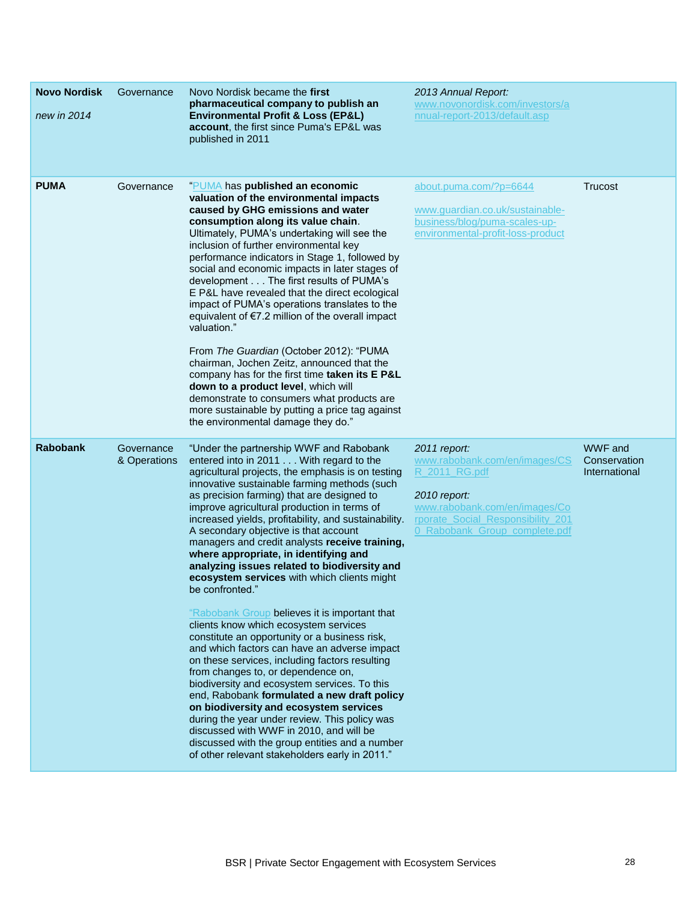| Company | Category | Description | Source | Partner |
|---|---|---|---|---|
| **Novo Nordisk**<br><br>*new in 2014* | Governance | Novo Nordisk became the **first pharmaceutical company to publish an Environmental Profit & Loss (EP&L) account**, the first since Puma's EP&L was published in 2011 | *2013 Annual Report:* www.novonordisk.com/investors/annual-report-2013/default.asp | |
| **PUMA** | Governance | "PUMA has **published an economic valuation of the environmental impacts caused by GHG emissions and water consumption along its value chain**. Ultimately, PUMA's undertaking will see the inclusion of further environmental key performance indicators in Stage 1, followed by social and economic impacts in later stages of development . . . The first results of PUMA's E P&L have revealed that the direct ecological impact of PUMA's operations translates to the equivalent of €7.2 million of the overall impact valuation."<br><br>From *The Guardian* (October 2012): "PUMA chairman, Jochen Zeitz, announced that the company has for the first time **taken its E P&L down to a product level**, which will demonstrate to consumers what products are more sustainable by putting a price tag against the environmental damage they do." | about.puma.com/?p=6644<br><br>www.guardian.co.uk/sustainable-business/blog/puma-scales-up-environmental-profit-loss-product | Trucost |
| **Rabobank** | Governance & Operations | "Under the partnership WWF and Rabobank entered into in 2011 . . . With regard to the agricultural projects, the emphasis is on testing innovative sustainable farming methods (such as precision farming) that are designed to improve agricultural production in terms of increased yields, profitability, and sustainability. A secondary objective is that account managers and credit analysts **receive training, where appropriate, in identifying and analyzing issues related to biodiversity and ecosystem services** with which clients might be confronted."<br><br>"Rabobank Group believes it is important that clients know which ecosystem services constitute an opportunity or a business risk, and which factors can have an adverse impact on these services, including factors resulting from changes to, or dependence on, biodiversity and ecosystem services. To this end, Rabobank **formulated a new draft policy on biodiversity and ecosystem services** during the year under review. This policy was discussed with WWF in 2010, and will be discussed with the group entities and a number of other relevant stakeholders early in 2011." | *2011 report:* www.rabobank.com/en/images/CSR_2011_RG.pdf<br><br>*2010 report:* www.rabobank.com/en/images/Corporate_Social_Responsibility_2010_Rabobank_Group_complete.pdf | WWF and Conservation International |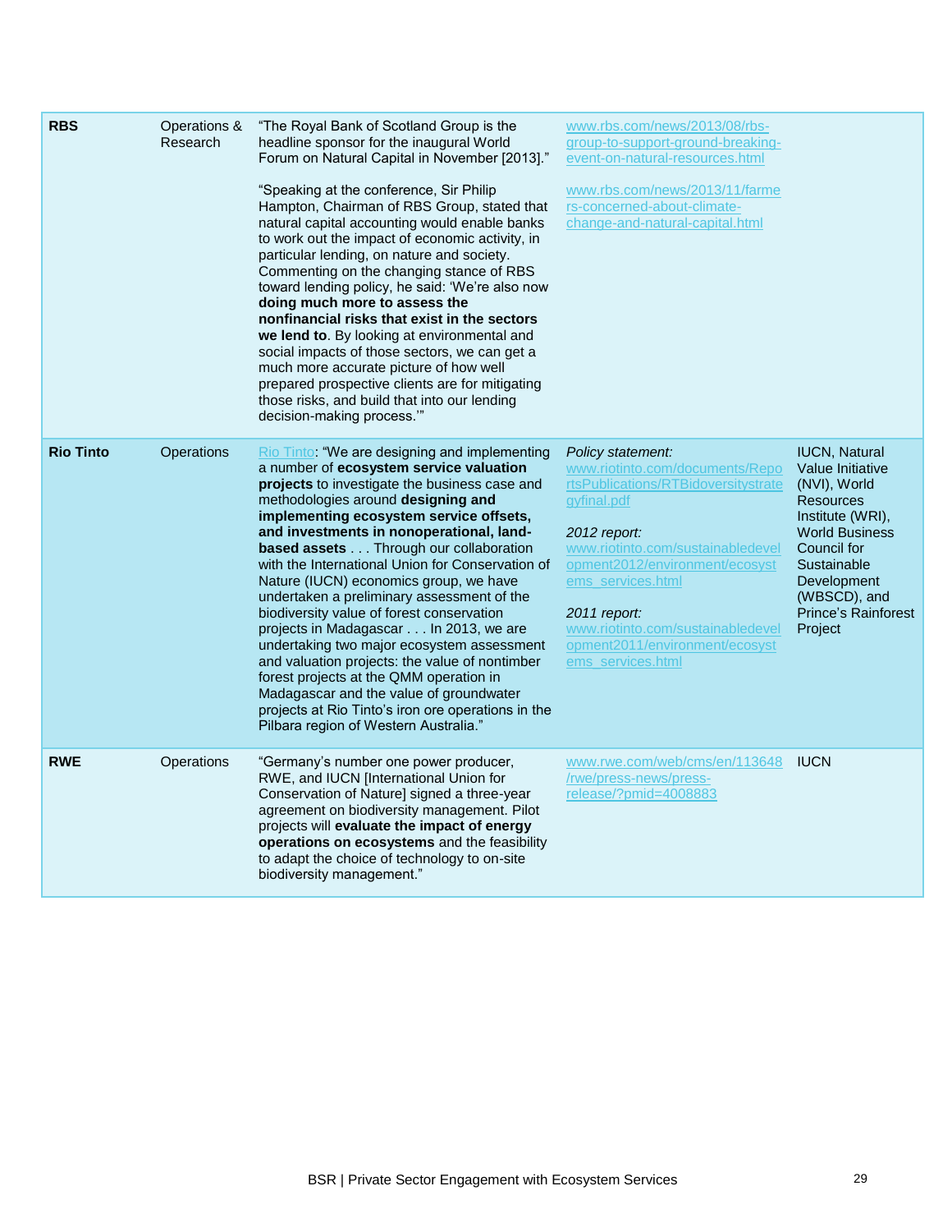| | | | | |
|---|---|---|---|---|
| **RBS** | Operations & Research | "The Royal Bank of Scotland Group is the headline sponsor for the inaugural World Forum on Natural Capital in November [2013]."<br><br>"Speaking at the conference, Sir Philip Hampton, Chairman of RBS Group, stated that natural capital accounting would enable banks to work out the impact of economic activity, in particular lending, on nature and society. Commenting on the changing stance of RBS toward lending policy, he said: 'We're also now **doing much more to assess the nonfinancial risks that exist in the sectors we lend to**. By looking at environmental and social impacts of those sectors, we can get a much more accurate picture of how well prepared prospective clients are for mitigating those risks, and build that into our lending decision-making process.'" | www.rbs.com/news/2013/08/rbs-group-to-support-ground-breaking-event-on-natural-resources.html<br><br>www.rbs.com/news/2013/11/farmers-concerned-about-climate-change-and-natural-capital.html | |
| **Rio Tinto** | Operations | Rio Tinto: "We are designing and implementing a number of **ecosystem service valuation projects** to investigate the business case and methodologies around **designing and implementing ecosystem service offsets, and investments in nonoperational, land-based assets** . . . Through our collaboration with the International Union for Conservation of Nature (IUCN) economics group, we have undertaken a preliminary assessment of the biodiversity value of forest conservation projects in Madagascar . . . In 2013, we are undertaking two major ecosystem assessment and valuation projects: the value of nontimber forest projects at the QMM operation in Madagascar and the value of groundwater projects at Rio Tinto's iron ore operations in the Pilbara region of Western Australia." | *Policy statement:*<br>www.riotinto.com/documents/ReportsPublications/RTBidoversitystrategyfinal.pdf<br><br>*2012 report:*<br>www.riotinto.com/sustainabledevelopment2012/environment/ecosystems_services.html<br><br>*2011 report:*<br>www.riotinto.com/sustainabledevelopment2011/environment/ecosystems_services.html | IUCN, Natural Value Initiative (NVI), World Resources Institute (WRI), World Business Council for Sustainable Development (WBSCD), and Prince's Rainforest Project |
| **RWE** | Operations | "Germany's number one power producer, RWE, and IUCN [International Union for Conservation of Nature] signed a three-year agreement on biodiversity management. Pilot projects will **evaluate the impact of energy operations on ecosystems** and the feasibility to adapt the choice of technology to on-site biodiversity management." | www.rwe.com/web/cms/en/113648/rwe/press-news/press-release/?pmid=4008883 | IUCN |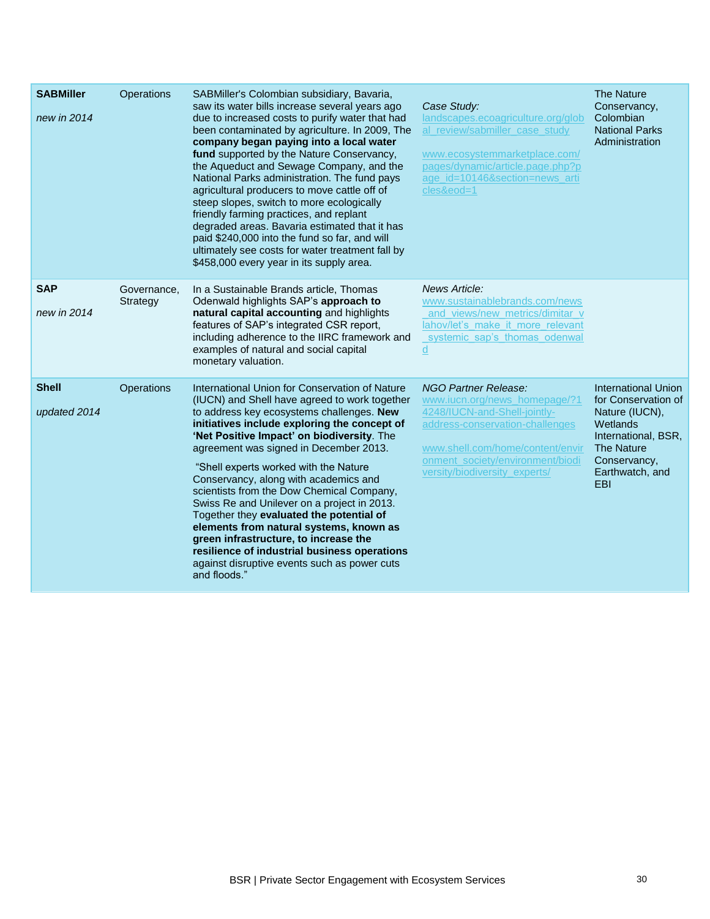| | | | | |
|---|---|---|---|---|
| **SABMiller**<br><br>*new in 2014* | Operations | SABMiller's Colombian subsidiary, Bavaria, saw its water bills increase several years ago due to increased costs to purify water that had been contaminated by agriculture. In 2009, The **company began paying into a local water fund** supported by the Nature Conservancy, the Aqueduct and Sewage Company, and the National Parks administration. The fund pays agricultural producers to move cattle off of steep slopes, switch to more ecologically friendly farming practices, and replant degraded areas. Bavaria estimated that it has paid $240,000 into the fund so far, and will ultimately see costs for water treatment fall by $458,000 every year in its supply area. | *Case Study:*<br>landscapes.ecoagriculture.org/global_review/sabmiller_case_study<br><br>www.ecosystemmarketplace.com/pages/dynamic/article.page.php?page_id=10146&section=news_articles&eod=1 | The Nature Conservancy, Colombian National Parks Administration |
| **SAP**<br><br>*new in 2014* | Governance, Strategy | In a Sustainable Brands article, Thomas Odenwald highlights SAP's **approach to natural capital accounting** and highlights features of SAP's integrated CSR report, including adherence to the IIRC framework and examples of natural and social capital monetary valuation. | *News Article:*<br>www.sustainablebrands.com/news_and_views/new_metrics/dimitar_vlahov/let's_make_it_more_relevant_systemic_sap's_thomas_odenwald | |
| **Shell**<br><br>*updated 2014* | Operations | International Union for Conservation of Nature (IUCN) and Shell have agreed to work together to address key ecosystems challenges. **New initiatives include exploring the concept of 'Net Positive Impact' on biodiversity**. The agreement was signed in December 2013.<br><br>"Shell experts worked with the Nature Conservancy, along with academics and scientists from the Dow Chemical Company, Swiss Re and Unilever on a project in 2013. Together they **evaluated the potential of elements from natural systems, known as green infrastructure, to increase the resilience of industrial business operations** against disruptive events such as power cuts and floods." | *NGO Partner Release:*<br>www.iucn.org/news_homepage/?14248/IUCN-and-Shell-jointly-address-conservation-challenges<br><br>www.shell.com/home/content/environment_society/environment/biodiversity/biodiversity_experts/ | International Union for Conservation of Nature (IUCN), Wetlands International, BSR, The Nature Conservancy, Earthwatch, and EBI |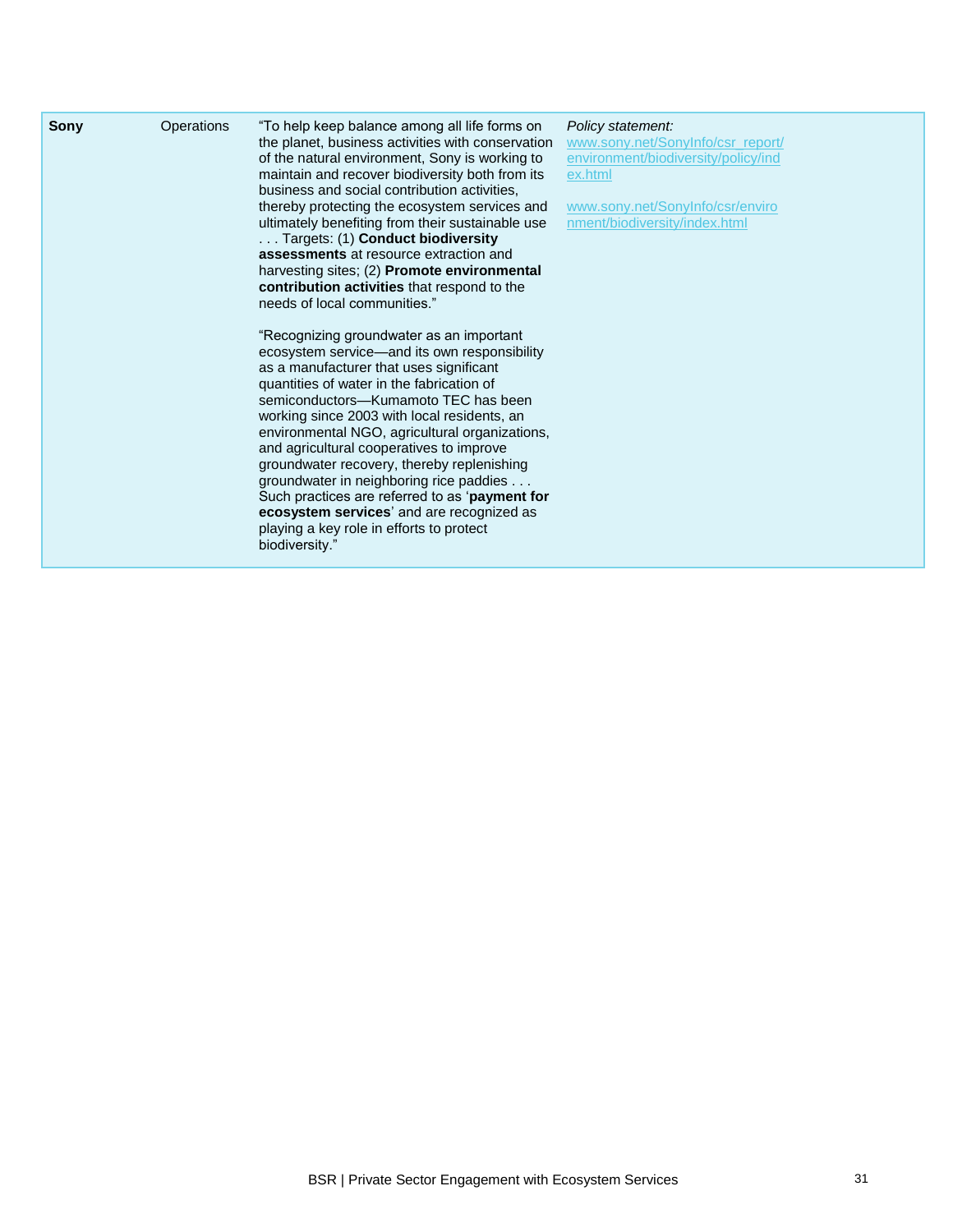| | | | |
|---|---|---|---|
| **Sony** | Operations | "To help keep balance among all life forms on the planet, business activities with conservation of the natural environment, Sony is working to maintain and recover biodiversity both from its business and social contribution activities, thereby protecting the ecosystem services and ultimately benefiting from their sustainable use . . . Targets: (1) **Conduct biodiversity assessments** at resource extraction and harvesting sites; (2) **Promote environmental contribution activities** that respond to the needs of local communities."<br><br>"Recognizing groundwater as an important ecosystem service—and its own responsibility as a manufacturer that uses significant quantities of water in the fabrication of semiconductors—Kumamoto TEC has been working since 2003 with local residents, an environmental NGO, agricultural organizations, and agricultural cooperatives to improve groundwater recovery, thereby replenishing groundwater in neighboring rice paddies . . . Such practices are referred to as '**payment for ecosystem services**' and are recognized as playing a key role in efforts to protect biodiversity." | *Policy statement:* www.sony.net/SonyInfo/csr_report/environment/biodiversity/policy/index.html<br><br>www.sony.net/SonyInfo/csr/environment/biodiversity/index.html |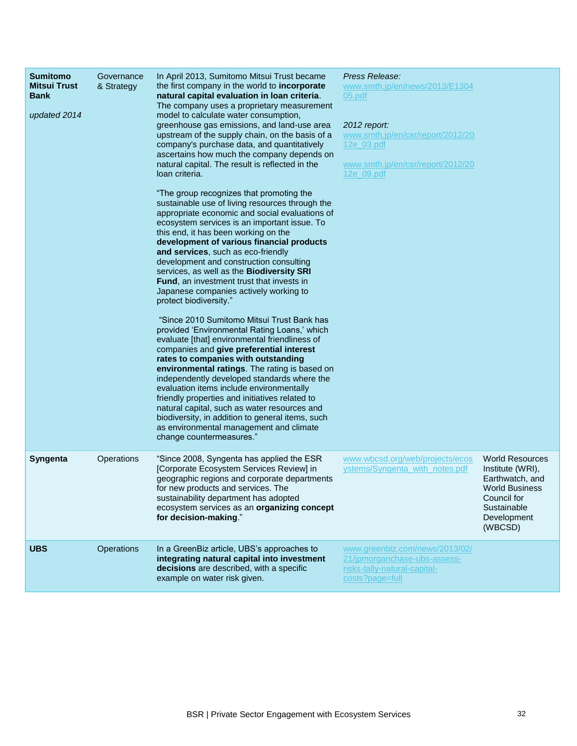| | | | | |
|---|---|---|---|---|
| **Sumitomo Mitsui Trust Bank**<br><br>*updated 2014* | Governance & Strategy | In April 2013, Sumitomo Mitsui Trust became the first company in the world to **incorporate natural capital evaluation in loan criteria**. The company uses a proprietary measurement model to calculate water consumption, greenhouse gas emissions, and land-use area upstream of the supply chain, on the basis of a company's purchase data, and quantitatively ascertains how much the company depends on natural capital. The result is reflected in the loan criteria.<br><br>"The group recognizes that promoting the sustainable use of living resources through the appropriate economic and social evaluations of ecosystem services is an important issue. To this end, it has been working on the **development of various financial products and services**, such as eco-friendly development and construction consulting services, as well as the **Biodiversity SRI Fund**, an investment trust that invests in Japanese companies actively working to protect biodiversity."<br><br>"Since 2010 Sumitomo Mitsui Trust Bank has provided 'Environmental Rating Loans,' which evaluate [that] environmental friendliness of companies and **give preferential interest rates to companies with outstanding environmental ratings**. The rating is based on independently developed standards where the evaluation items include environmentally friendly properties and initiatives related to natural capital, such as water resources and biodiversity, in addition to general items, such as environmental management and climate change countermeasures." | *Press Release:*<br>www.smth.jp/en/news/2013/E130405.pdf<br><br>*2012 report:*<br>www.smth.jp/en/csr/report/2012/2012e_03.pdf<br><br>www.smth.jp/en/csr/report/2012/2012e_09.pdf | |
| **Syngenta** | Operations | "Since 2008, Syngenta has applied the ESR [Corporate Ecosystem Services Review] in geographic regions and corporate departments for new products and services. The sustainability department has adopted ecosystem services as an **organizing concept for decision-making**." | www.wbcsd.org/web/projects/ecosystems/Syngenta_with_notes.pdf | World Resources Institute (WRI), Earthwatch, and World Business Council for Sustainable Development (WBCSD) |
| **UBS** | Operations | In a GreenBiz article, UBS's approaches to **integrating natural capital into investment decisions** are described, with a specific example on water risk given. | www.greenbiz.com/news/2013/02/21/jpmorganchase-ubs-assess-risks-tally-natural-capital-costs?page=full | |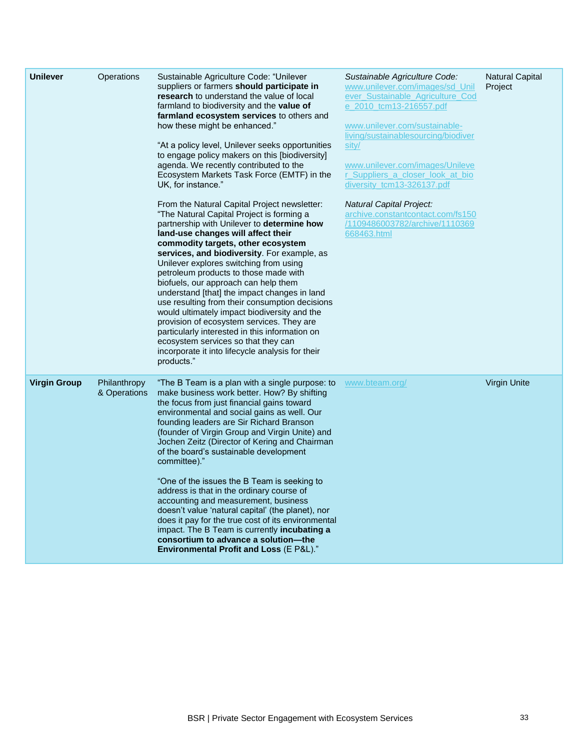| **Unilever** | Operations | Sustainable Agriculture Code: "Unilever suppliers or farmers **should participate in research** to understand the value of local farmland to biodiversity and the **value of farmland ecosystem services** to others and how these might be enhanced."<br><br>"At a policy level, Unilever seeks opportunities to engage policy makers on this [biodiversity] agenda. We recently contributed to the Ecosystem Markets Task Force (EMTF) in the UK, for instance."<br><br>From the Natural Capital Project newsletter: "The Natural Capital Project is forming a partnership with Unilever to **determine how land-use changes will affect their commodity targets, other ecosystem services, and biodiversity**. For example, as Unilever explores switching from using petroleum products to those made with biofuels, our approach can help them understand [that] the impact changes in land use resulting from their consumption decisions would ultimately impact biodiversity and the provision of ecosystem services. They are particularly interested in this information on ecosystem services so that they can incorporate it into lifecycle analysis for their products." | *Sustainable Agriculture Code:* www.unilever.com/images/sd_Unilever_Sustainable_Agriculture_Code_2010_tcm13-216557.pdf<br><br>www.unilever.com/sustainable-living/sustainablesourcing/biodiversity/<br><br>www.unilever.com/images/Unilever_Suppliers_a_closer_look_at_biodiversity_tcm13-326137.pdf<br><br>*Natural Capital Project:* archive.constantcontact.com/fs150/1109486003782/archive/1110369668463.html | Natural Capital Project |
|---|---|---|---|---|
| **Virgin Group** | Philanthropy & Operations | "The B Team is a plan with a single purpose: to make business work better. How? By shifting the focus from just financial gains toward environmental and social gains as well. Our founding leaders are Sir Richard Branson (founder of Virgin Group and Virgin Unite) and Jochen Zeitz (Director of Kering and Chairman of the board's sustainable development committee)."<br><br>"One of the issues the B Team is seeking to address is that in the ordinary course of accounting and measurement, business doesn't value 'natural capital' (the planet), nor does it pay for the true cost of its environmental impact. The B Team is currently **incubating a consortium to advance a solution—the Environmental Profit and Loss** (E P&L)." | www.bteam.org/ | Virgin Unite |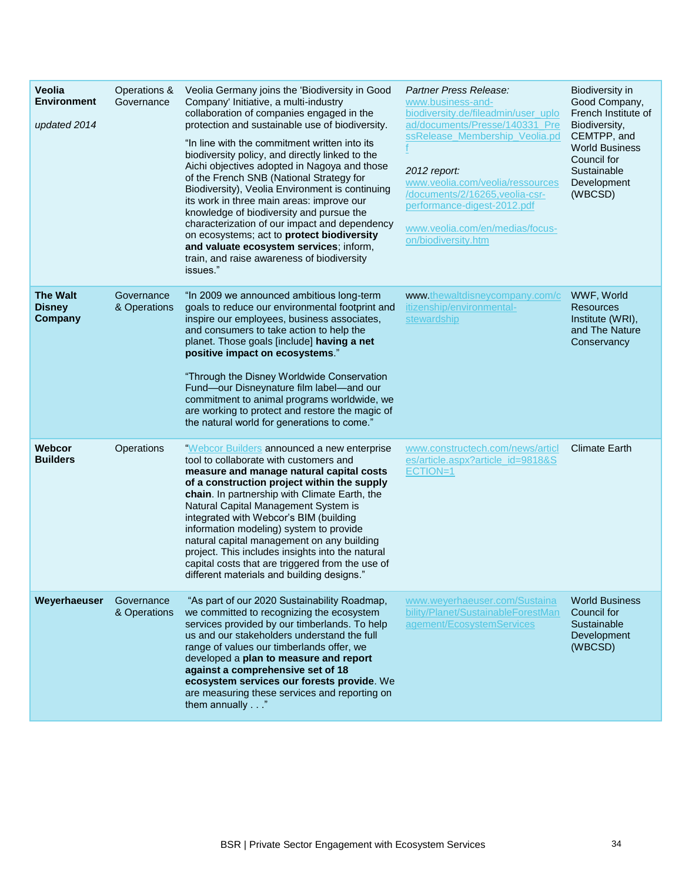| | | | | |
|---|---|---|---|---|
| **Veolia Environment**<br><br>*updated 2014* | Operations & Governance | Veolia Germany joins the 'Biodiversity in Good Company' Initiative, a multi-industry collaboration of companies engaged in the protection and sustainable use of biodiversity.<br><br>"In line with the commitment written into its biodiversity policy, and directly linked to the Aichi objectives adopted in Nagoya and those of the French SNB (National Strategy for Biodiversity), Veolia Environment is continuing its work in three main areas: improve our knowledge of biodiversity and pursue the characterization of our impact and dependency on ecosystems; act to **protect biodiversity and valuate ecosystem services**; inform, train, and raise awareness of biodiversity issues." | *Partner Press Release:*<br>www.business-and-biodiversity.de/fileadmin/user_upload/documents/Presse/140331_PressRelease_Membership_Veolia.pdf<br><br>*2012 report:*<br>www.veolia.com/veolia/ressources/documents/2/16265,veolia-csr-performance-digest-2012.pdf<br><br>www.veolia.com/en/medias/focus-on/biodiversity.htm | Biodiversity in Good Company, French Institute of Biodiversity, CEMTPP, and World Business Council for Sustainable Development (WBCSD) |
| **The Walt Disney Company** | Governance & Operations | "In 2009 we announced ambitious long-term goals to reduce our environmental footprint and inspire our employees, business associates, and consumers to take action to help the planet. Those goals [include] **having a net positive impact on ecosystems**."<br><br>"Through the Disney Worldwide Conservation Fund—our Disneynature film label—and our commitment to animal programs worldwide, we are working to protect and restore the magic of the natural world for generations to come." | www.thewaltdisneycompany.com/citizenship/environmental-stewardship | WWF, World Resources Institute (WRI), and The Nature Conservancy |
| **Webcor Builders** | Operations | "Webcor Builders announced a new enterprise tool to collaborate with customers and **measure and manage natural capital costs of a construction project within the supply chain**. In partnership with Climate Earth, the Natural Capital Management System is integrated with Webcor's BIM (building information modeling) system to provide natural capital management on any building project. This includes insights into the natural capital costs that are triggered from the use of different materials and building designs." | www.constructech.com/news/articles/article.aspx?article_id=9818&SECTION=1 | Climate Earth |
| **Weyerhaeuser** | Governance & Operations | "As part of our 2020 Sustainability Roadmap, we committed to recognizing the ecosystem services provided by our timberlands. To help us and our stakeholders understand the full range of values our timberlands offer, we developed a **plan to measure and report against a comprehensive set of 18 ecosystem services our forests provide**. We are measuring these services and reporting on them annually . . ." | www.weyerhaeuser.com/Sustainability/Planet/SustainableForestManagement/EcosystemServices | World Business Council for Sustainable Development (WBCSD) |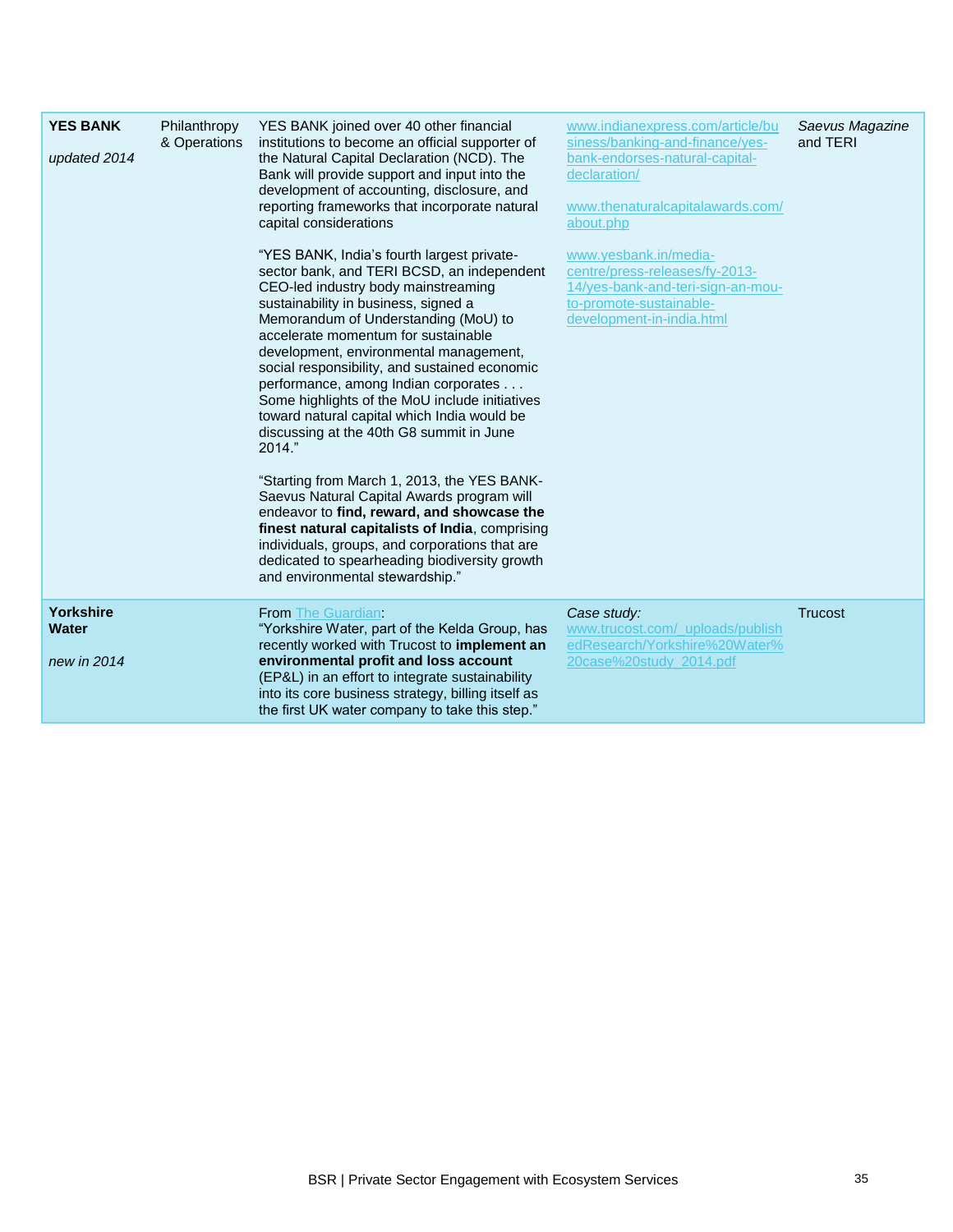| | | | | |
|---|---|---|---|---|
| **YES BANK**<br><br>*updated 2014* | Philanthropy & Operations | YES BANK joined over 40 other financial institutions to become an official supporter of the Natural Capital Declaration (NCD). The Bank will provide support and input into the development of accounting, disclosure, and reporting frameworks that incorporate natural capital considerations<br><br>"YES BANK, India's fourth largest private-sector bank, and TERI BCSD, an independent CEO-led industry body mainstreaming sustainability in business, signed a Memorandum of Understanding (MoU) to accelerate momentum for sustainable development, environmental management, social responsibility, and sustained economic performance, among Indian corporates . . . Some highlights of the MoU include initiatives toward natural capital which India would be discussing at the 40th G8 summit in June 2014."<br><br>"Starting from March 1, 2013, the YES BANK-Saevus Natural Capital Awards program will endeavor to **find, reward, and showcase the finest natural capitalists of India**, comprising individuals, groups, and corporations that are dedicated to spearheading biodiversity growth and environmental stewardship." | www.indianexpress.com/article/business/banking-and-finance/yes-bank-endorses-natural-capital-declaration/<br><br>www.thenaturalcapitalawards.com/about.php<br><br>www.yesbank.in/media-centre/press-releases/fy-2013-14/yes-bank-and-teri-sign-an-mou-to-promote-sustainable-development-in-india.html | *Saevus Magazine* and TERI |
| **Yorkshire Water**<br><br>*new in 2014* | | From The Guardian:<br>"Yorkshire Water, part of the Kelda Group, has recently worked with Trucost to **implement an environmental profit and loss account** (EP&L) in an effort to integrate sustainability into its core business strategy, billing itself as the first UK water company to take this step." | *Case study:*<br>www.trucost.com/_uploads/publishedResearch/Yorkshire%20Water%20case%20study_2014.pdf | Trucost |